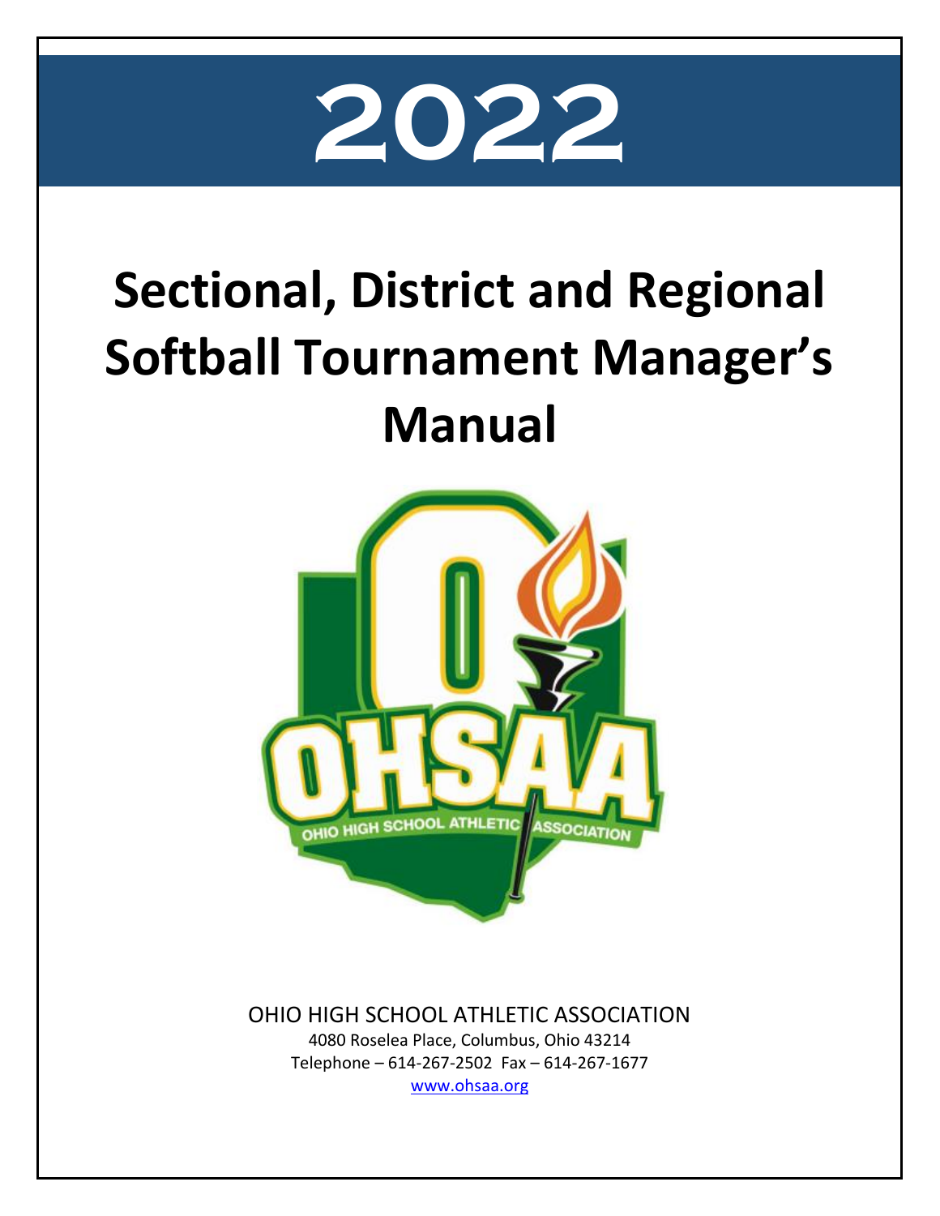# 2022

# Sectional, District and Regional Softball Tournament Manager's Manual

OHIO HIGH SCHOOL ATHLETIC ASSOCIATION

4080 Roselea Place, Columbus, Ohio 43214

Telephone – 614-267-2502 Fax – 614-267-1677

www.ohsaa.org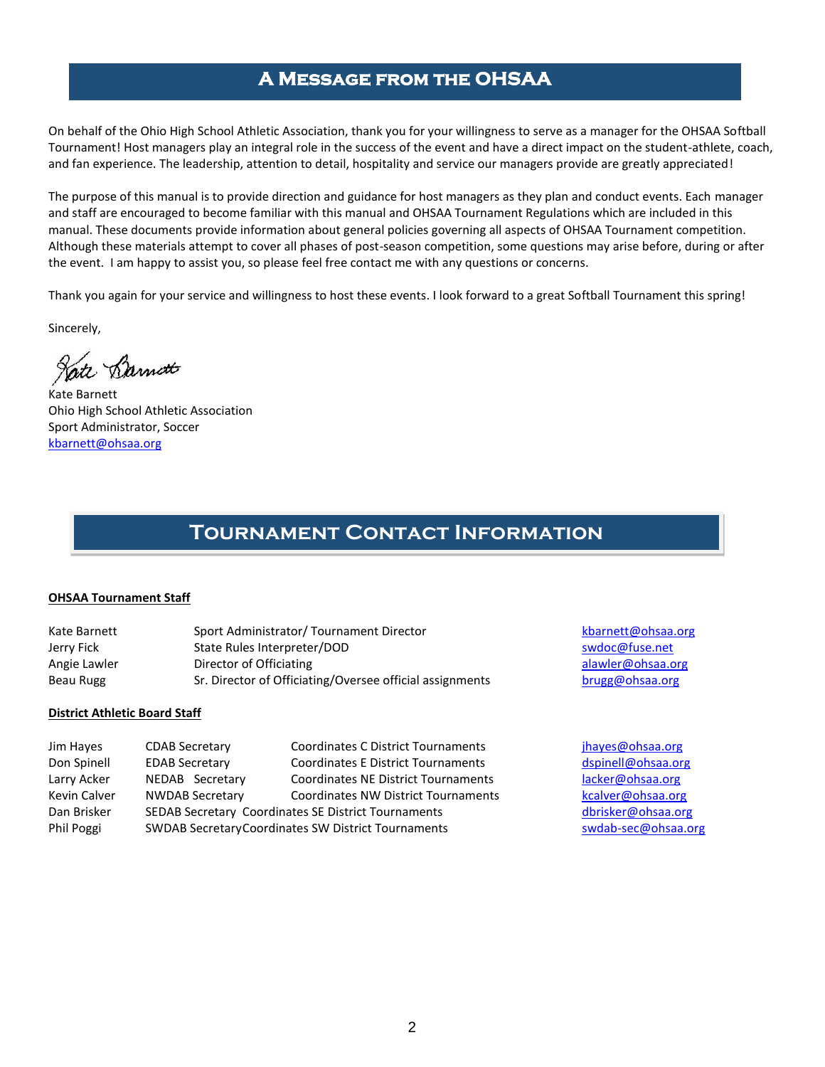## A Message from the OHSAA

On behalf of the Ohio High School Athletic Association, thank you for your willingness to serve as a manager for the OHSAA Softball Tournament! Host managers play an integral role in the success of the event and have a direct impact on the student-athlete, coach, and fan experience. The leadership, attention to detail, hospitality and service our managers provide are greatly appreciated!

The purpose of this manual is to provide direction and guidance for host managers as they plan and conduct events. Each manager and staff are encouraged to become familiar with this manual and OHSAA Tournament Regulations which are included in this manual. These documents provide information about general policies governing all aspects of OHSAA Tournament competition. Although these materials attempt to cover all phases of post-season competition, some questions may arise before, during or after the event. I am happy to assist you, so please feel free contact me with any questions or concerns.

Thank you again for your service and willingness to host these events. I look forward to a great Softball Tournament this spring!

Sincerely,

Kate Barnett
Ohio High School Athletic Association
Sport Administrator, Soccer
kbarnett@ohsaa.org

## Tournament Contact Information

**OHSAA Tournament Staff**

| | | |
|---|---|---|
| Kate Barnett | Sport Administrator/ Tournament Director | kbarnett@ohsaa.org |
| Jerry Fick | State Rules Interpreter/DOD | swdoc@fuse.net |
| Angie Lawler | Director of Officiating | alawler@ohsaa.org |
| Beau Rugg | Sr. Director of Officiating/Oversee official assignments | brugg@ohsaa.org |

**District Athletic Board Staff**

| | | | |
|---|---|---|---|
| Jim Hayes | CDAB Secretary | Coordinates C District Tournaments | jhayes@ohsaa.org |
| Don Spinell | EDAB Secretary | Coordinates E District Tournaments | dspinell@ohsaa.org |
| Larry Acker | NEDAB Secretary | Coordinates NE District Tournaments | lacker@ohsaa.org |
| Kevin Calver | NWDAB Secretary | Coordinates NW District Tournaments | kcalver@ohsaa.org |
| Dan Brisker | SEDAB Secretary | Coordinates SE District Tournaments | dbrisker@ohsaa.org |
| Phil Poggi | SWDAB Secretary | Coordinates SW District Tournaments | swdab-sec@ohsaa.org |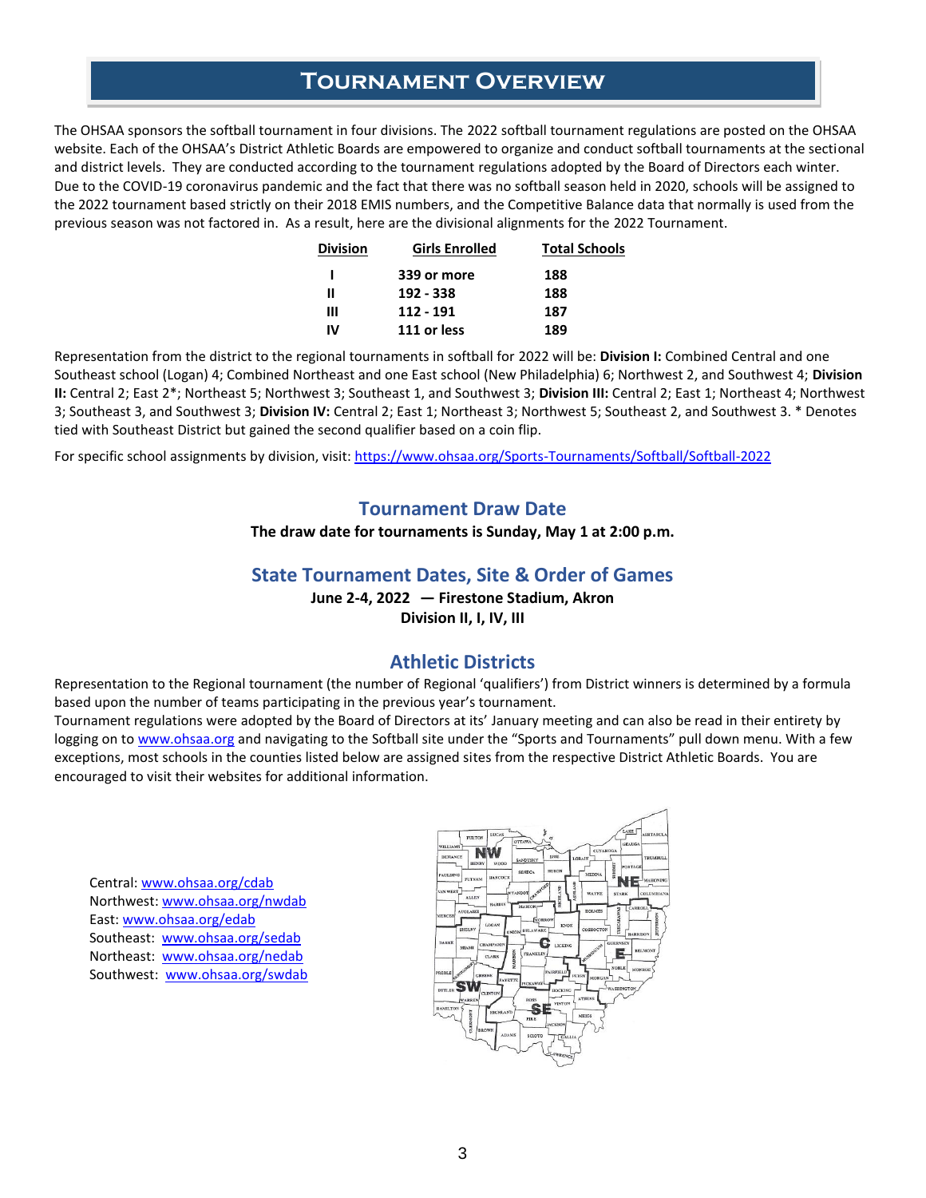# Tournament Overview

The OHSAA sponsors the softball tournament in four divisions. The 2022 softball tournament regulations are posted on the OHSAA website. Each of the OHSAA's District Athletic Boards are empowered to organize and conduct softball tournaments at the sectional and district levels. They are conducted according to the tournament regulations adopted by the Board of Directors each winter. Due to the COVID-19 coronavirus pandemic and the fact that there was no softball season held in 2020, schools will be assigned to the 2022 tournament based strictly on their 2018 EMIS numbers, and the Competitive Balance data that normally is used from the previous season was not factored in. As a result, here are the divisional alignments for the 2022 Tournament.

| Division | Girls Enrolled | Total Schools |
|---|---|---|
| I | 339 or more | 188 |
| II | 192 - 338 | 188 |
| III | 112 - 191 | 187 |
| IV | 111 or less | 189 |

Representation from the district to the regional tournaments in softball for 2022 will be: **Division I:** Combined Central and one Southeast school (Logan) 4; Combined Northeast and one East school (New Philadelphia) 6; Northwest 2, and Southwest 4; **Division II:** Central 2; East 2*; Northeast 5; Northwest 3; Southeast 1, and Southwest 3; **Division III:** Central 2; East 1; Northeast 4; Northwest 3; Southeast 3, and Southwest 3; **Division IV:** Central 2; East 1; Northeast 3; Northwest 5; Southeast 2, and Southwest 3. * Denotes tied with Southeast District but gained the second qualifier based on a coin flip.

For specific school assignments by division, visit: https://www.ohsaa.org/Sports-Tournaments/Softball/Softball-2022

## Tournament Draw Date

**The draw date for tournaments is Sunday, May 1 at 2:00 p.m.**

## State Tournament Dates, Site & Order of Games

**June 2-4, 2022 — Firestone Stadium, Akron**

**Division II, I, IV, III**

## Athletic Districts

Representation to the Regional tournament (the number of Regional 'qualifiers') from District winners is determined by a formula based upon the number of teams participating in the previous year's tournament.

Tournament regulations were adopted by the Board of Directors at its' January meeting and can also be read in their entirety by logging on to www.ohsaa.org and navigating to the Softball site under the "Sports and Tournaments" pull down menu. With a few exceptions, most schools in the counties listed below are assigned sites from the respective District Athletic Boards. You are encouraged to visit their websites for additional information.

Central: www.ohsaa.org/cdab
Northwest: www.ohsaa.org/nwdab
East: www.ohsaa.org/edab
Southeast: www.ohsaa.org/sedab
Northeast: www.ohsaa.org/nedab
Southwest: www.ohsaa.org/swdab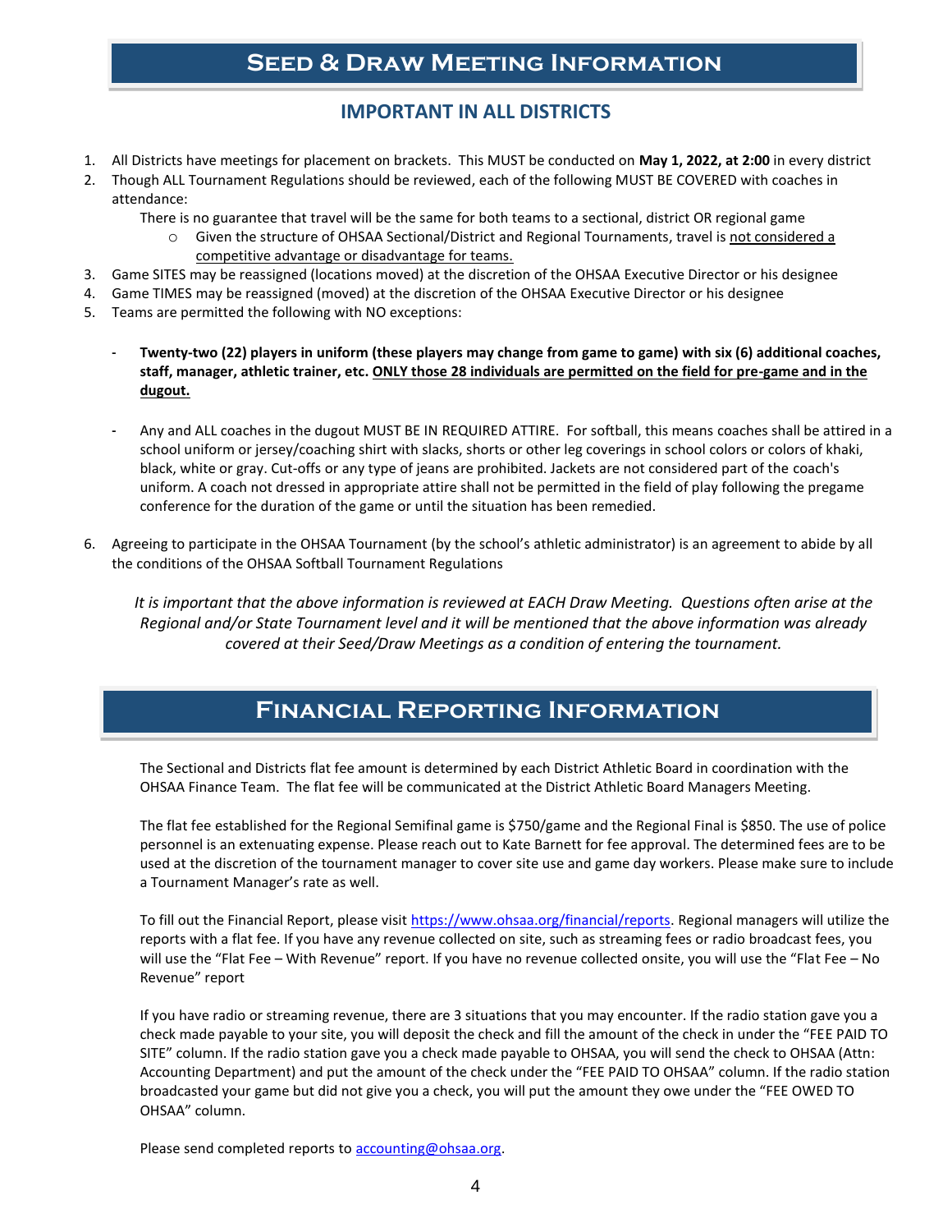# Seed & Draw Meeting Information

## IMPORTANT IN ALL DISTRICTS

1. All Districts have meetings for placement on brackets. This MUST be conducted on **May 1, 2022, at 2:00** in every district
2. Though ALL Tournament Regulations should be reviewed, each of the following MUST BE COVERED with coaches in attendance:

   There is no guarantee that travel will be the same for both teams to a sectional, district OR regional game

   - Given the structure of OHSAA Sectional/District and Regional Tournaments, travel is <u>not considered a competitive advantage or disadvantage for teams.</u>
3. Game SITES may be reassigned (locations moved) at the discretion of the OHSAA Executive Director or his designee
4. Game TIMES may be reassigned (moved) at the discretion of the OHSAA Executive Director or his designee
5. Teams are permitted the following with NO exceptions:

   - **Twenty-two (22) players in uniform (these players may change from game to game) with six (6) additional coaches, staff, manager, athletic trainer, etc. <u>ONLY those 28 individuals are permitted on the field for pre-game and in the dugout.</u>**

   - Any and ALL coaches in the dugout MUST BE IN REQUIRED ATTIRE. For softball, this means coaches shall be attired in a school uniform or jersey/coaching shirt with slacks, shorts or other leg coverings in school colors or colors of khaki, black, white or gray. Cut-offs or any type of jeans are prohibited. Jackets are not considered part of the coach's uniform. A coach not dressed in appropriate attire shall not be permitted in the field of play following the pregame conference for the duration of the game or until the situation has been remedied.

6. Agreeing to participate in the OHSAA Tournament (by the school's athletic administrator) is an agreement to abide by all the conditions of the OHSAA Softball Tournament Regulations

*It is important that the above information is reviewed at EACH Draw Meeting. Questions often arise at the Regional and/or State Tournament level and it will be mentioned that the above information was already covered at their Seed/Draw Meetings as a condition of entering the tournament.*

# Financial Reporting Information

The Sectional and Districts flat fee amount is determined by each District Athletic Board in coordination with the OHSAA Finance Team. The flat fee will be communicated at the District Athletic Board Managers Meeting.

The flat fee established for the Regional Semifinal game is $750/game and the Regional Final is $850. The use of police personnel is an extenuating expense. Please reach out to Kate Barnett for fee approval. The determined fees are to be used at the discretion of the tournament manager to cover site use and game day workers. Please make sure to include a Tournament Manager's rate as well.

To fill out the Financial Report, please visit [https://www.ohsaa.org/financial/reports](https://www.ohsaa.org/financial/reports). Regional managers will utilize the reports with a flat fee. If you have any revenue collected on site, such as streaming fees or radio broadcast fees, you will use the "Flat Fee – With Revenue" report. If you have no revenue collected onsite, you will use the "Flat Fee – No Revenue" report

If you have radio or streaming revenue, there are 3 situations that you may encounter. If the radio station gave you a check made payable to your site, you will deposit the check and fill the amount of the check in under the "FEE PAID TO SITE" column. If the radio station gave you a check made payable to OHSAA, you will send the check to OHSAA (Attn: Accounting Department) and put the amount of the check under the "FEE PAID TO OHSAA" column. If the radio station broadcasted your game but did not give you a check, you will put the amount they owe under the "FEE OWED TO OHSAA" column.

Please send completed reports to [accounting@ohsaa.org](mailto:accounting@ohsaa.org).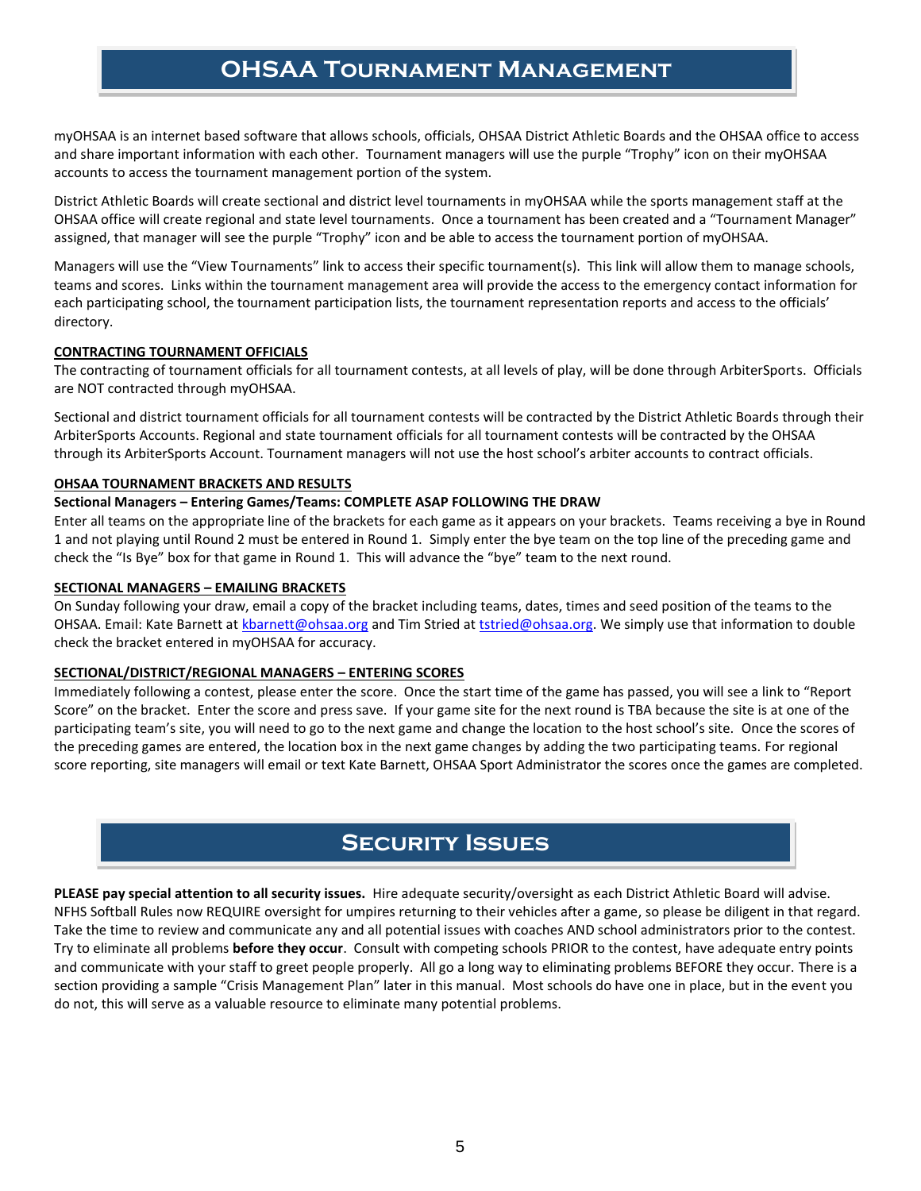# OHSAA Tournament Management

myOHSAA is an internet based software that allows schools, officials, OHSAA District Athletic Boards and the OHSAA office to access and share important information with each other. Tournament managers will use the purple "Trophy" icon on their myOHSAA accounts to access the tournament management portion of the system.

District Athletic Boards will create sectional and district level tournaments in myOHSAA while the sports management staff at the OHSAA office will create regional and state level tournaments. Once a tournament has been created and a "Tournament Manager" assigned, that manager will see the purple "Trophy" icon and be able to access the tournament portion of myOHSAA.

Managers will use the "View Tournaments" link to access their specific tournament(s). This link will allow them to manage schools, teams and scores. Links within the tournament management area will provide the access to the emergency contact information for each participating school, the tournament participation lists, the tournament representation reports and access to the officials' directory.

**CONTRACTING TOURNAMENT OFFICIALS**

The contracting of tournament officials for all tournament contests, at all levels of play, will be done through ArbiterSports. Officials are NOT contracted through myOHSAA.

Sectional and district tournament officials for all tournament contests will be contracted by the District Athletic Boards through their ArbiterSports Accounts. Regional and state tournament officials for all tournament contests will be contracted by the OHSAA through its ArbiterSports Account. Tournament managers will not use the host school's arbiter accounts to contract officials.

**OHSAA TOURNAMENT BRACKETS AND RESULTS**

**Sectional Managers – Entering Games/Teams: COMPLETE ASAP FOLLOWING THE DRAW**

Enter all teams on the appropriate line of the brackets for each game as it appears on your brackets. Teams receiving a bye in Round 1 and not playing until Round 2 must be entered in Round 1. Simply enter the bye team on the top line of the preceding game and check the "Is Bye" box for that game in Round 1. This will advance the "bye" team to the next round.

**SECTIONAL MANAGERS – EMAILING BRACKETS**

On Sunday following your draw, email a copy of the bracket including teams, dates, times and seed position of the teams to the OHSAA. Email: Kate Barnett at kbarnett@ohsaa.org and Tim Stried at tstried@ohsaa.org. We simply use that information to double check the bracket entered in myOHSAA for accuracy.

**SECTIONAL/DISTRICT/REGIONAL MANAGERS – ENTERING SCORES**

Immediately following a contest, please enter the score. Once the start time of the game has passed, you will see a link to "Report Score" on the bracket. Enter the score and press save. If your game site for the next round is TBA because the site is at one of the participating team's site, you will need to go to the next game and change the location to the host school's site. Once the scores of the preceding games are entered, the location box in the next game changes by adding the two participating teams. For regional score reporting, site managers will email or text Kate Barnett, OHSAA Sport Administrator the scores once the games are completed.

# Security Issues

**PLEASE pay special attention to all security issues.** Hire adequate security/oversight as each District Athletic Board will advise. NFHS Softball Rules now REQUIRE oversight for umpires returning to their vehicles after a game, so please be diligent in that regard. Take the time to review and communicate any and all potential issues with coaches AND school administrators prior to the contest. Try to eliminate all problems **before they occur**. Consult with competing schools PRIOR to the contest, have adequate entry points and communicate with your staff to greet people properly. All go a long way to eliminating problems BEFORE they occur. There is a section providing a sample "Crisis Management Plan" later in this manual. Most schools do have one in place, but in the event you do not, this will serve as a valuable resource to eliminate many potential problems.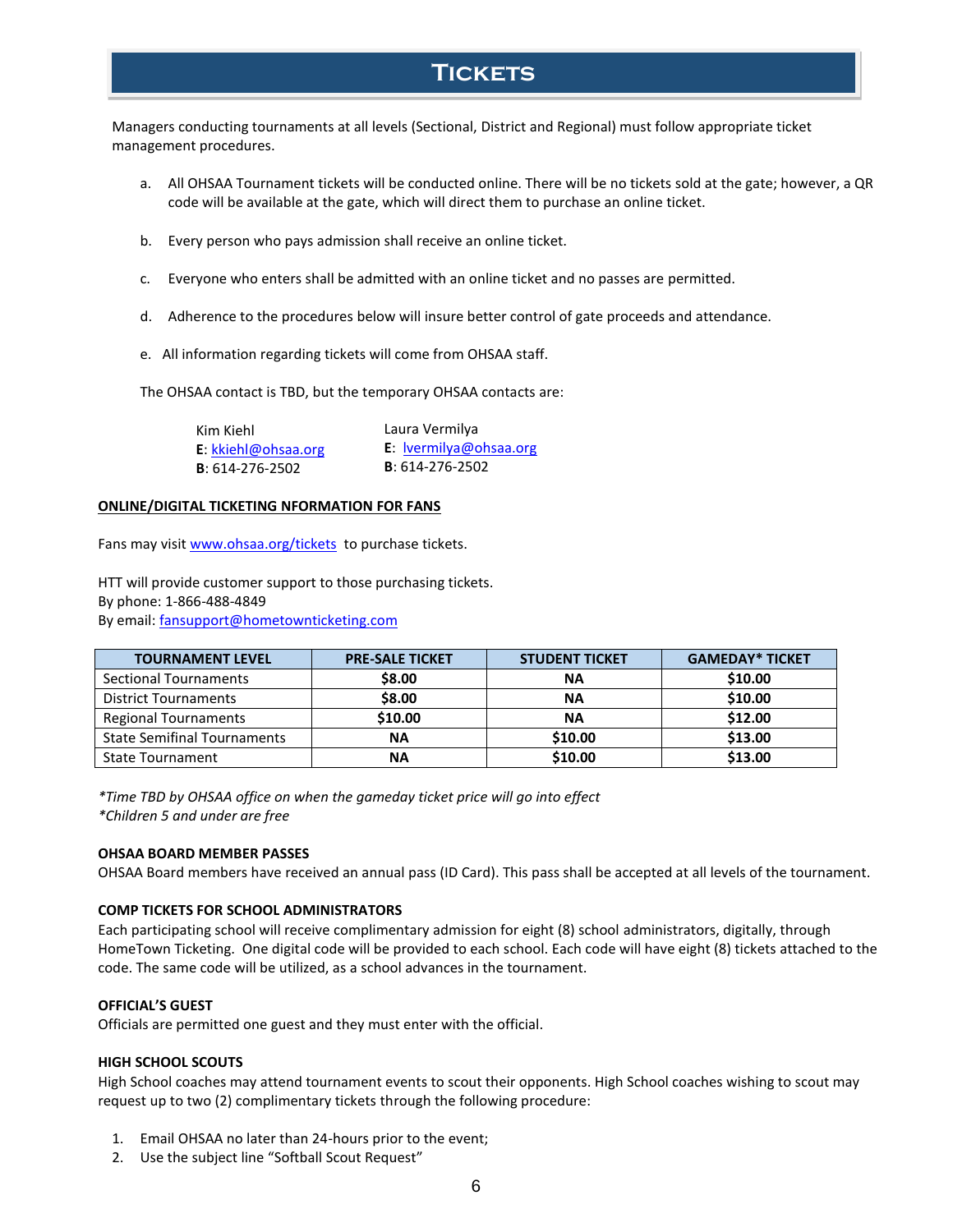# Tickets

Managers conducting tournaments at all levels (Sectional, District and Regional) must follow appropriate ticket management procedures.

a. All OHSAA Tournament tickets will be conducted online. There will be no tickets sold at the gate; however, a QR code will be available at the gate, which will direct them to purchase an online ticket.

b. Every person who pays admission shall receive an online ticket.

c. Everyone who enters shall be admitted with an online ticket and no passes are permitted.

d. Adherence to the procedures below will insure better control of gate proceeds and attendance.

e. All information regarding tickets will come from OHSAA staff.

The OHSAA contact is TBD, but the temporary OHSAA contacts are:

Kim Kiehl
**E**: kkiehl@ohsaa.org
**B**: 614-276-2502

Laura Vermilya
**E**: lvermilya@ohsaa.org
**B**: 614-276-2502

**ONLINE/DIGITAL TICKETING NFORMATION FOR FANS**

Fans may visit www.ohsaa.org/tickets to purchase tickets.

HTT will provide customer support to those purchasing tickets.
By phone: 1-866-488-4849
By email: fansupport@hometownticketing.com

| TOURNAMENT LEVEL | PRE-SALE TICKET | STUDENT TICKET | GAMEDAY* TICKET |
|---|---|---|---|
| Sectional Tournaments | **$8.00** | **NA** | **$10.00** |
| District Tournaments | **$8.00** | **NA** | **$10.00** |
| Regional Tournaments | **$10.00** | **NA** | **$12.00** |
| State Semifinal Tournaments | **NA** | **$10.00** | **$13.00** |
| State Tournament | **NA** | **$10.00** | **$13.00** |

*\*Time TBD by OHSAA office on when the gameday ticket price will go into effect*
*\*Children 5 and under are free*

**OHSAA BOARD MEMBER PASSES**
OHSAA Board members have received an annual pass (ID Card). This pass shall be accepted at all levels of the tournament.

**COMP TICKETS FOR SCHOOL ADMINISTRATORS**
Each participating school will receive complimentary admission for eight (8) school administrators, digitally, through HomeTown Ticketing. One digital code will be provided to each school. Each code will have eight (8) tickets attached to the code. The same code will be utilized, as a school advances in the tournament.

**OFFICIAL'S GUEST**
Officials are permitted one guest and they must enter with the official.

**HIGH SCHOOL SCOUTS**
High School coaches may attend tournament events to scout their opponents. High School coaches wishing to scout may request up to two (2) complimentary tickets through the following procedure:

1. Email OHSAA no later than 24-hours prior to the event;
2. Use the subject line "Softball Scout Request"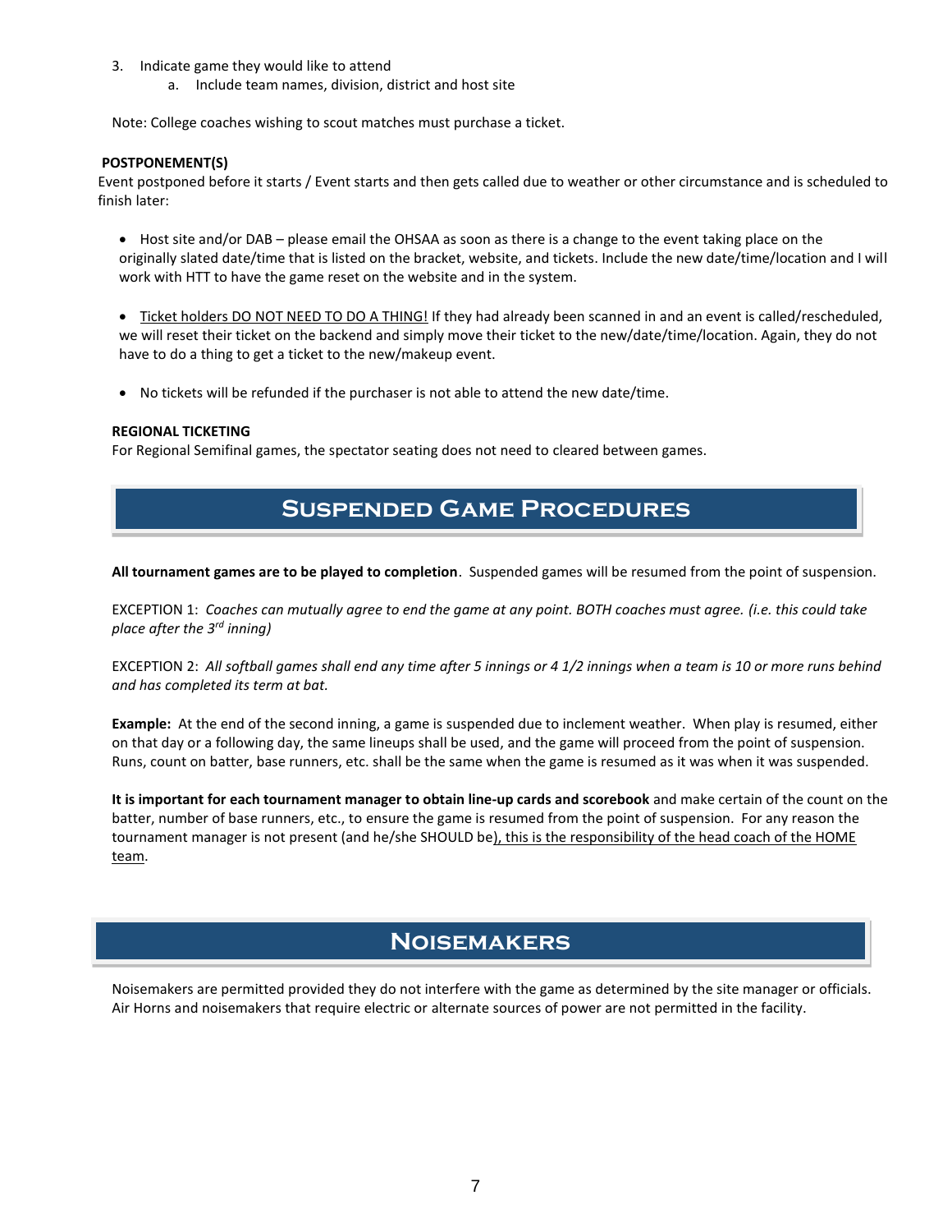3. Indicate game they would like to attend
    a. Include team names, division, district and host site

Note: College coaches wishing to scout matches must purchase a ticket.

**POSTPONEMENT(S)**

Event postponed before it starts / Event starts and then gets called due to weather or other circumstance and is scheduled to finish later:

- Host site and/or DAB – please email the OHSAA as soon as there is a change to the event taking place on the originally slated date/time that is listed on the bracket, website, and tickets. Include the new date/time/location and I will work with HTT to have the game reset on the website and in the system.

- <u>Ticket holders DO NOT NEED TO DO A THING!</u> If they had already been scanned in and an event is called/rescheduled, we will reset their ticket on the backend and simply move their ticket to the new/date/time/location. Again, they do not have to do a thing to get a ticket to the new/makeup event.

- No tickets will be refunded if the purchaser is not able to attend the new date/time.

**REGIONAL TICKETING**

For Regional Semifinal games, the spectator seating does not need to cleared between games.

## Suspended Game Procedures

**All tournament games are to be played to completion**. Suspended games will be resumed from the point of suspension.

EXCEPTION 1: *Coaches can mutually agree to end the game at any point. BOTH coaches must agree. (i.e. this could take place after the 3rd inning)*

EXCEPTION 2: *All softball games shall end any time after 5 innings or 4 1/2 innings when a team is 10 or more runs behind and has completed its term at bat.*

**Example:** At the end of the second inning, a game is suspended due to inclement weather. When play is resumed, either on that day or a following day, the same lineups shall be used, and the game will proceed from the point of suspension. Runs, count on batter, base runners, etc. shall be the same when the game is resumed as it was when it was suspended.

**It is important for each tournament manager to obtain line-up cards and scorebook** and make certain of the count on the batter, number of base runners, etc., to ensure the game is resumed from the point of suspension. For any reason the tournament manager is not present (and he/she SHOULD be<u>), this is the responsibility of the head coach of the HOME team</u>.

## Noisemakers

Noisemakers are permitted provided they do not interfere with the game as determined by the site manager or officials. Air Horns and noisemakers that require electric or alternate sources of power are not permitted in the facility.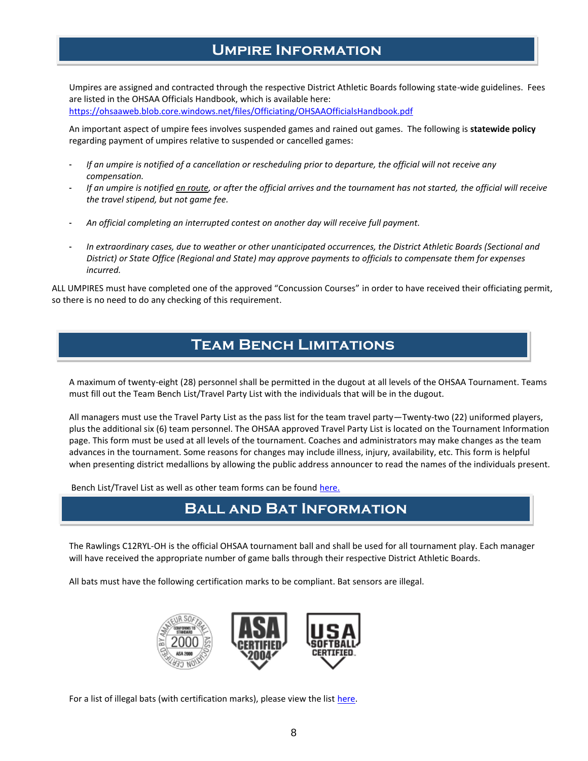## Umpire Information

Umpires are assigned and contracted through the respective District Athletic Boards following state-wide guidelines. Fees are listed in the OHSAA Officials Handbook, which is available here: https://ohsaaweb.blob.core.windows.net/files/Officiating/OHSAAOfficialsHandbook.pdf

An important aspect of umpire fees involves suspended games and rained out games. The following is **statewide policy** regarding payment of umpires relative to suspended or cancelled games:

- *If an umpire is notified of a cancellation or rescheduling prior to departure, the official will not receive any compensation.*
- *If an umpire is notified en route, or after the official arrives and the tournament has not started, the official will receive the travel stipend, but not game fee.*
- *An official completing an interrupted contest on another day will receive full payment.*
- *In extraordinary cases, due to weather or other unanticipated occurrences, the District Athletic Boards (Sectional and District) or State Office (Regional and State) may approve payments to officials to compensate them for expenses incurred.*

ALL UMPIRES must have completed one of the approved "Concussion Courses" in order to have received their officiating permit, so there is no need to do any checking of this requirement.

## Team Bench Limitations

A maximum of twenty-eight (28) personnel shall be permitted in the dugout at all levels of the OHSAA Tournament. Teams must fill out the Team Bench List/Travel Party List with the individuals that will be in the dugout.

All managers must use the Travel Party List as the pass list for the team travel party—Twenty-two (22) uniformed players, plus the additional six (6) team personnel. The OHSAA approved Travel Party List is located on the Tournament Information page. This form must be used at all levels of the tournament. Coaches and administrators may make changes as the team advances in the tournament. Some reasons for changes may include illness, injury, availability, etc. This form is helpful when presenting district medallions by allowing the public address announcer to read the names of the individuals present.

Bench List/Travel List as well as other team forms can be found here.

## Ball and Bat Information

The Rawlings C12RYL-OH is the official OHSAA tournament ball and shall be used for all tournament play. Each manager will have received the appropriate number of game balls through their respective District Athletic Boards.

All bats must have the following certification marks to be compliant. Bat sensors are illegal.

For a list of illegal bats (with certification marks), please view the list here.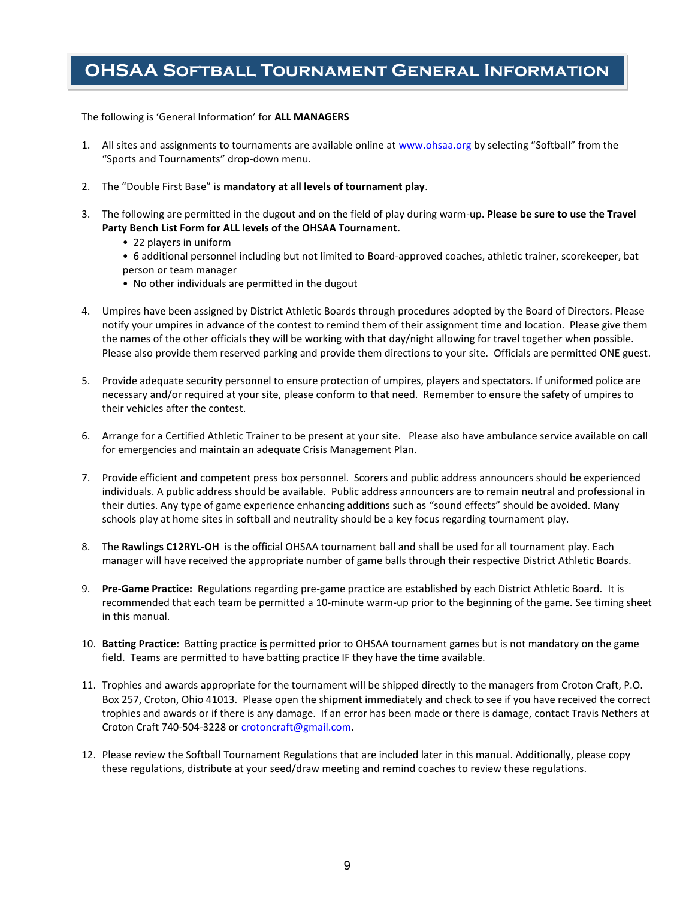# OHSAA Softball Tournament General Information

The following is 'General Information' for **ALL MANAGERS**

1. All sites and assignments to tournaments are available online at www.ohsaa.org by selecting "Softball" from the "Sports and Tournaments" drop-down menu.

2. The "Double First Base" is **mandatory at all levels of tournament play**.

3. The following are permitted in the dugout and on the field of play during warm-up. **Please be sure to use the Travel Party Bench List Form for ALL levels of the OHSAA Tournament.**
   - 22 players in uniform
   - 6 additional personnel including but not limited to Board-approved coaches, athletic trainer, scorekeeper, bat person or team manager
   - No other individuals are permitted in the dugout

4. Umpires have been assigned by District Athletic Boards through procedures adopted by the Board of Directors. Please notify your umpires in advance of the contest to remind them of their assignment time and location. Please give them the names of the other officials they will be working with that day/night allowing for travel together when possible. Please also provide them reserved parking and provide them directions to your site. Officials are permitted ONE guest.

5. Provide adequate security personnel to ensure protection of umpires, players and spectators. If uniformed police are necessary and/or required at your site, please conform to that need. Remember to ensure the safety of umpires to their vehicles after the contest.

6. Arrange for a Certified Athletic Trainer to be present at your site. Please also have ambulance service available on call for emergencies and maintain an adequate Crisis Management Plan.

7. Provide efficient and competent press box personnel. Scorers and public address announcers should be experienced individuals. A public address should be available. Public address announcers are to remain neutral and professional in their duties. Any type of game experience enhancing additions such as "sound effects" should be avoided. Many schools play at home sites in softball and neutrality should be a key focus regarding tournament play.

8. The **Rawlings C12RYL-OH** is the official OHSAA tournament ball and shall be used for all tournament play. Each manager will have received the appropriate number of game balls through their respective District Athletic Boards.

9. **Pre-Game Practice:** Regulations regarding pre-game practice are established by each District Athletic Board. It is recommended that each team be permitted a 10-minute warm-up prior to the beginning of the game. See timing sheet in this manual.

10. **Batting Practice**: Batting practice **is** permitted prior to OHSAA tournament games but is not mandatory on the game field. Teams are permitted to have batting practice IF they have the time available.

11. Trophies and awards appropriate for the tournament will be shipped directly to the managers from Croton Craft, P.O. Box 257, Croton, Ohio 41013. Please open the shipment immediately and check to see if you have received the correct trophies and awards or if there is any damage. If an error has been made or there is damage, contact Travis Nethers at Croton Craft 740-504-3228 or crotoncraft@gmail.com.

12. Please review the Softball Tournament Regulations that are included later in this manual. Additionally, please copy these regulations, distribute at your seed/draw meeting and remind coaches to review these regulations.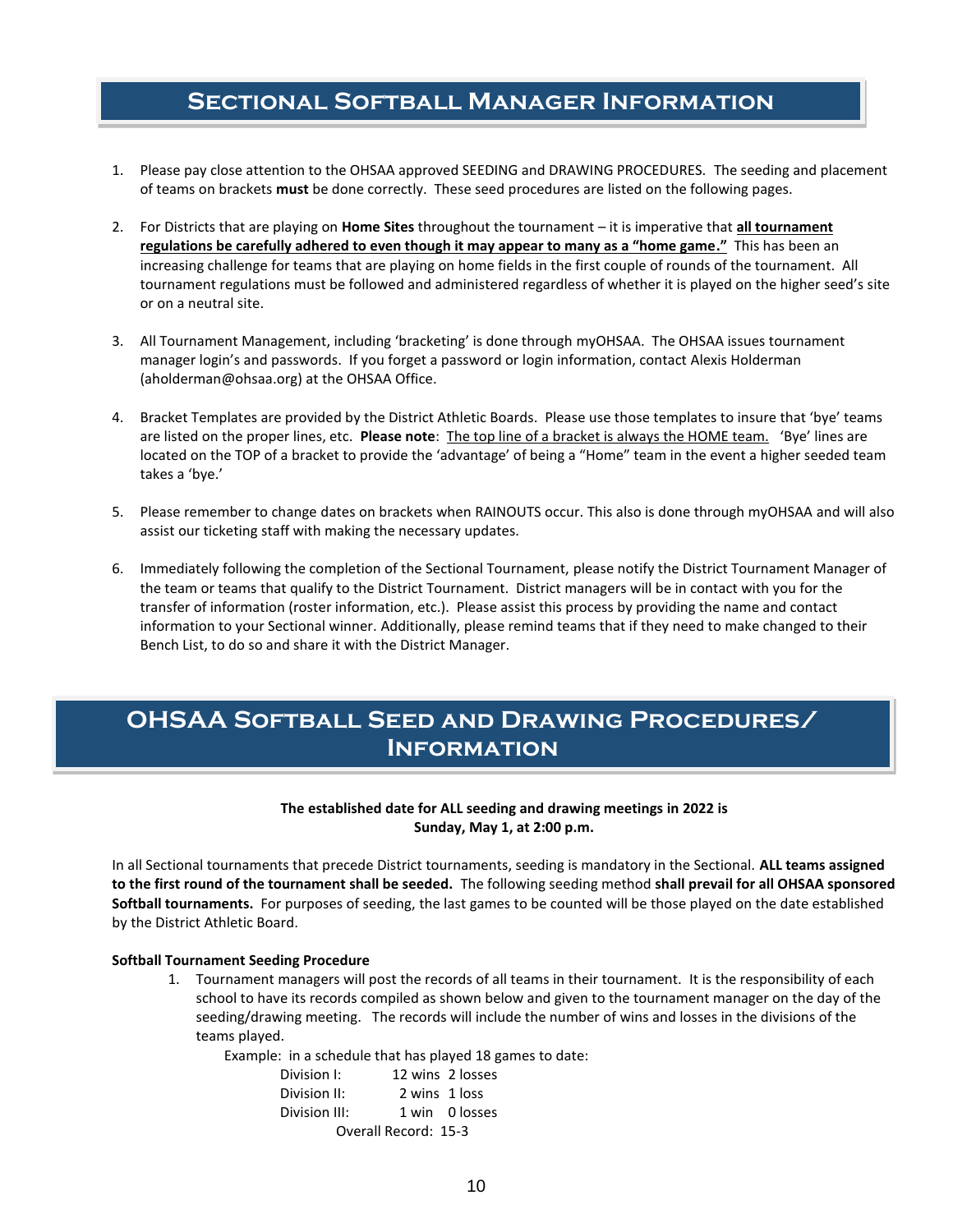# Sectional Softball Manager Information

1. Please pay close attention to the OHSAA approved SEEDING and DRAWING PROCEDURES. The seeding and placement of teams on brackets **must** be done correctly. These seed procedures are listed on the following pages.

2. For Districts that are playing on **Home Sites** throughout the tournament – it is imperative that **all tournament regulations be carefully adhered to even though it may appear to many as a "home game."** This has been an increasing challenge for teams that are playing on home fields in the first couple of rounds of the tournament. All tournament regulations must be followed and administered regardless of whether it is played on the higher seed's site or on a neutral site.

3. All Tournament Management, including 'bracketing' is done through myOHSAA. The OHSAA issues tournament manager login's and passwords. If you forget a password or login information, contact Alexis Holderman (aholderman@ohsaa.org) at the OHSAA Office.

4. Bracket Templates are provided by the District Athletic Boards. Please use those templates to insure that 'bye' teams are listed on the proper lines, etc. **Please note**: The top line of a bracket is always the HOME team. 'Bye' lines are located on the TOP of a bracket to provide the 'advantage' of being a "Home" team in the event a higher seeded team takes a 'bye.'

5. Please remember to change dates on brackets when RAINOUTS occur. This also is done through myOHSAA and will also assist our ticketing staff with making the necessary updates.

6. Immediately following the completion of the Sectional Tournament, please notify the District Tournament Manager of the team or teams that qualify to the District Tournament. District managers will be in contact with you for the transfer of information (roster information, etc.). Please assist this process by providing the name and contact information to your Sectional winner. Additionally, please remind teams that if they need to make changed to their Bench List, to do so and share it with the District Manager.

# OHSAA Softball Seed and Drawing Procedures/ Information

**The established date for ALL seeding and drawing meetings in 2022 is Sunday, May 1, at 2:00 p.m.**

In all Sectional tournaments that precede District tournaments, seeding is mandatory in the Sectional. **ALL teams assigned to the first round of the tournament shall be seeded.** The following seeding method **shall prevail for all OHSAA sponsored Softball tournaments.** For purposes of seeding, the last games to be counted will be those played on the date established by the District Athletic Board.

**Softball Tournament Seeding Procedure**

1. Tournament managers will post the records of all teams in their tournament. It is the responsibility of each school to have its records compiled as shown below and given to the tournament manager on the day of the seeding/drawing meeting. The records will include the number of wins and losses in the divisions of the teams played.

   Example: in a schedule that has played 18 games to date:

   | | | |
   |---|---|---|
   | Division I: | 12 wins | 2 losses |
   | Division II: | 2 wins | 1 loss |
   | Division III: | 1 win | 0 losses |

   Overall Record: 15-3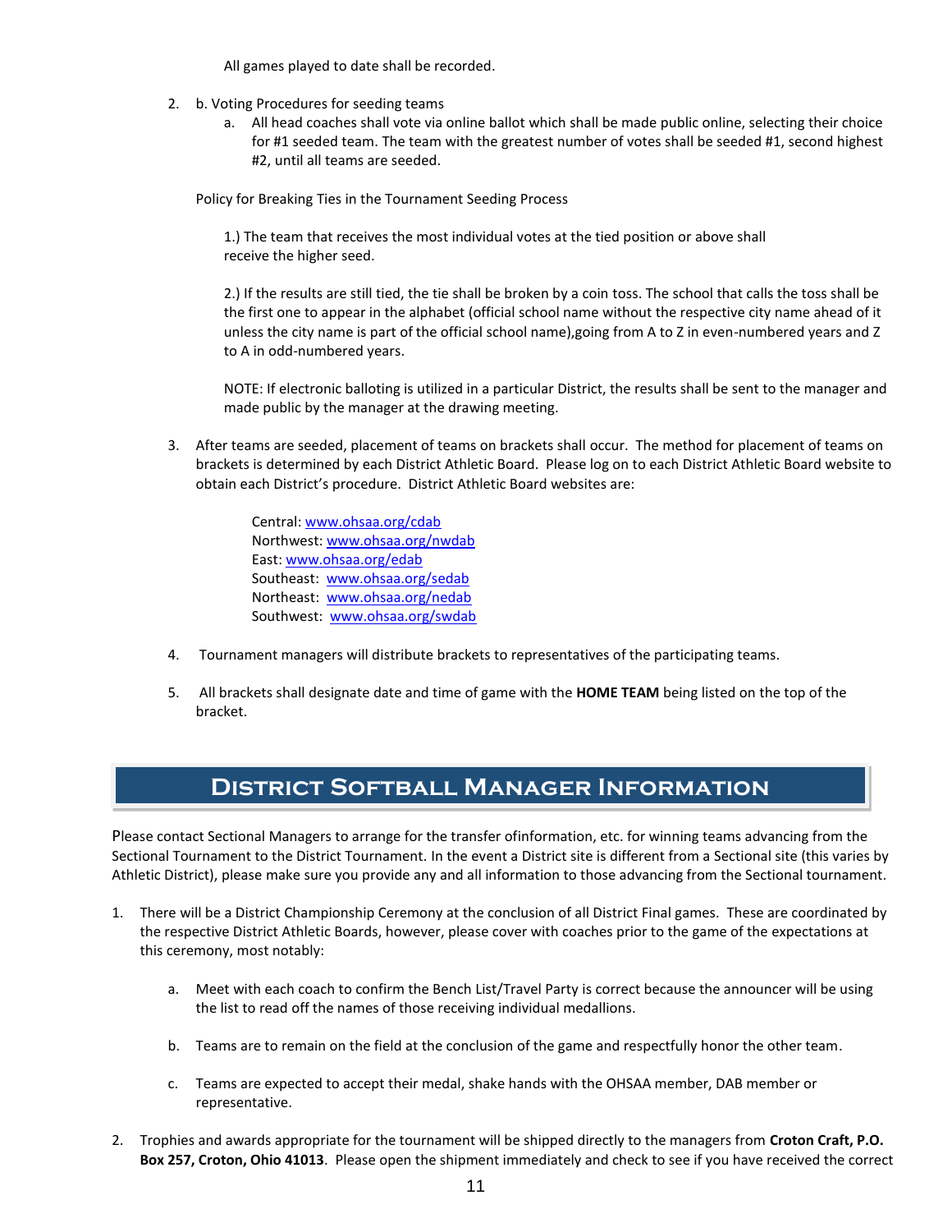All games played to date shall be recorded.

2. b. Voting Procedures for seeding teams
   a. All head coaches shall vote via online ballot which shall be made public online, selecting their choice for #1 seeded team. The team with the greatest number of votes shall be seeded #1, second highest #2, until all teams are seeded.

   Policy for Breaking Ties in the Tournament Seeding Process

   1.) The team that receives the most individual votes at the tied position or above shall receive the higher seed.

   2.) If the results are still tied, the tie shall be broken by a coin toss. The school that calls the toss shall be the first one to appear in the alphabet (official school name without the respective city name ahead of it unless the city name is part of the official school name),going from A to Z in even-numbered years and Z to A in odd-numbered years.

   NOTE: If electronic balloting is utilized in a particular District, the results shall be sent to the manager and made public by the manager at the drawing meeting.

3. After teams are seeded, placement of teams on brackets shall occur. The method for placement of teams on brackets is determined by each District Athletic Board. Please log on to each District Athletic Board website to obtain each District's procedure. District Athletic Board websites are:

   Central: www.ohsaa.org/cdab
   Northwest: www.ohsaa.org/nwdab
   East: www.ohsaa.org/edab
   Southeast: www.ohsaa.org/sedab
   Northeast: www.ohsaa.org/nedab
   Southwest: www.ohsaa.org/swdab

4. Tournament managers will distribute brackets to representatives of the participating teams.

5. All brackets shall designate date and time of game with the **HOME TEAM** being listed on the top of the bracket.

## District Softball Manager Information

Please contact Sectional Managers to arrange for the transfer ofinformation, etc. for winning teams advancing from the Sectional Tournament to the District Tournament. In the event a District site is different from a Sectional site (this varies by Athletic District), please make sure you provide any and all information to those advancing from the Sectional tournament.

1. There will be a District Championship Ceremony at the conclusion of all District Final games. These are coordinated by the respective District Athletic Boards, however, please cover with coaches prior to the game of the expectations at this ceremony, most notably:

   a. Meet with each coach to confirm the Bench List/Travel Party is correct because the announcer will be using the list to read off the names of those receiving individual medallions.

   b. Teams are to remain on the field at the conclusion of the game and respectfully honor the other team.

   c. Teams are expected to accept their medal, shake hands with the OHSAA member, DAB member or representative.

2. Trophies and awards appropriate for the tournament will be shipped directly to the managers from **Croton Craft, P.O. Box 257, Croton, Ohio 41013**. Please open the shipment immediately and check to see if you have received the correct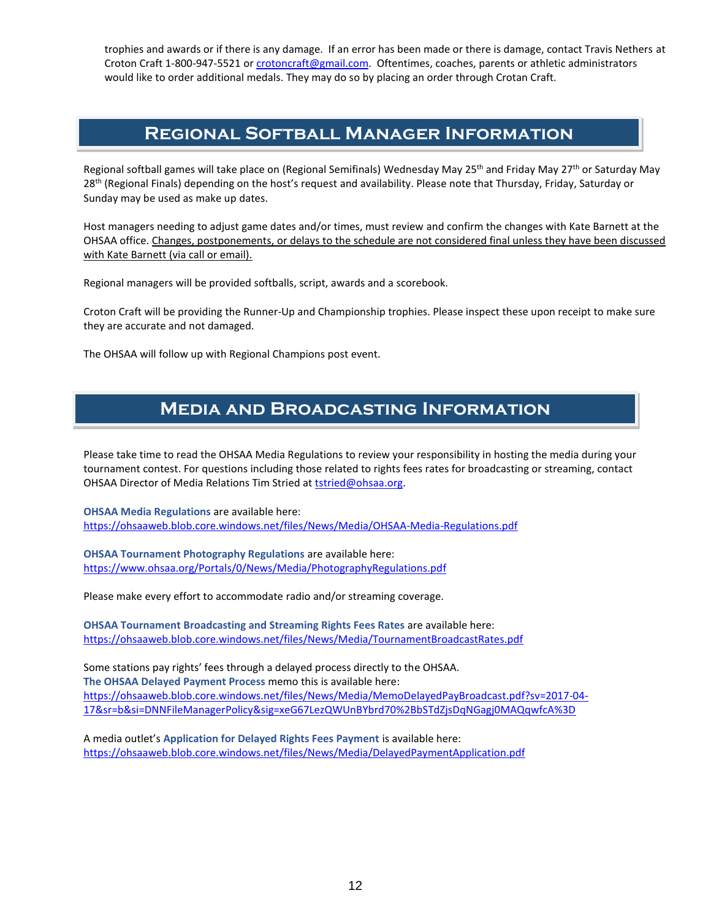trophies and awards or if there is any damage. If an error has been made or there is damage, contact Travis Nethers at Croton Craft 1-800-947-5521 or crotoncraft@gmail.com. Oftentimes, coaches, parents or athletic administrators would like to order additional medals. They may do so by placing an order through Crotan Craft.

## Regional Softball Manager Information

Regional softball games will take place on (Regional Semifinals) Wednesday May 25th and Friday May 27th or Saturday May 28th (Regional Finals) depending on the host's request and availability. Please note that Thursday, Friday, Saturday or Sunday may be used as make up dates.

Host managers needing to adjust game dates and/or times, must review and confirm the changes with Kate Barnett at the OHSAA office. Changes, postponements, or delays to the schedule are not considered final unless they have been discussed with Kate Barnett (via call or email).

Regional managers will be provided softballs, script, awards and a scorebook.

Croton Craft will be providing the Runner-Up and Championship trophies. Please inspect these upon receipt to make sure they are accurate and not damaged.

The OHSAA will follow up with Regional Champions post event.

## Media and Broadcasting Information

Please take time to read the OHSAA Media Regulations to review your responsibility in hosting the media during your tournament contest. For questions including those related to rights fees rates for broadcasting or streaming, contact OHSAA Director of Media Relations Tim Stried at tstried@ohsaa.org.

**OHSAA Media Regulations** are available here:
https://ohsaaweb.blob.core.windows.net/files/News/Media/OHSAA-Media-Regulations.pdf

**OHSAA Tournament Photography Regulations** are available here:
https://www.ohsaa.org/Portals/0/News/Media/PhotographyRegulations.pdf

Please make every effort to accommodate radio and/or streaming coverage.

**OHSAA Tournament Broadcasting and Streaming Rights Fees Rates** are available here:
https://ohsaaweb.blob.core.windows.net/files/News/Media/TournamentBroadcastRates.pdf

Some stations pay rights' fees through a delayed process directly to the OHSAA.
**The OHSAA Delayed Payment Process** memo this is available here:
https://ohsaaweb.blob.core.windows.net/files/News/Media/MemoDelayedPayBroadcast.pdf?sv=2017-04-17&sr=b&si=DNNFileManagerPolicy&sig=xeG67LezQWUnBYbrd70%2BbSTdZjsDqNGagj0MAQqwfcA%3D

A media outlet's **Application for Delayed Rights Fees Payment** is available here:
https://ohsaaweb.blob.core.windows.net/files/News/Media/DelayedPaymentApplication.pdf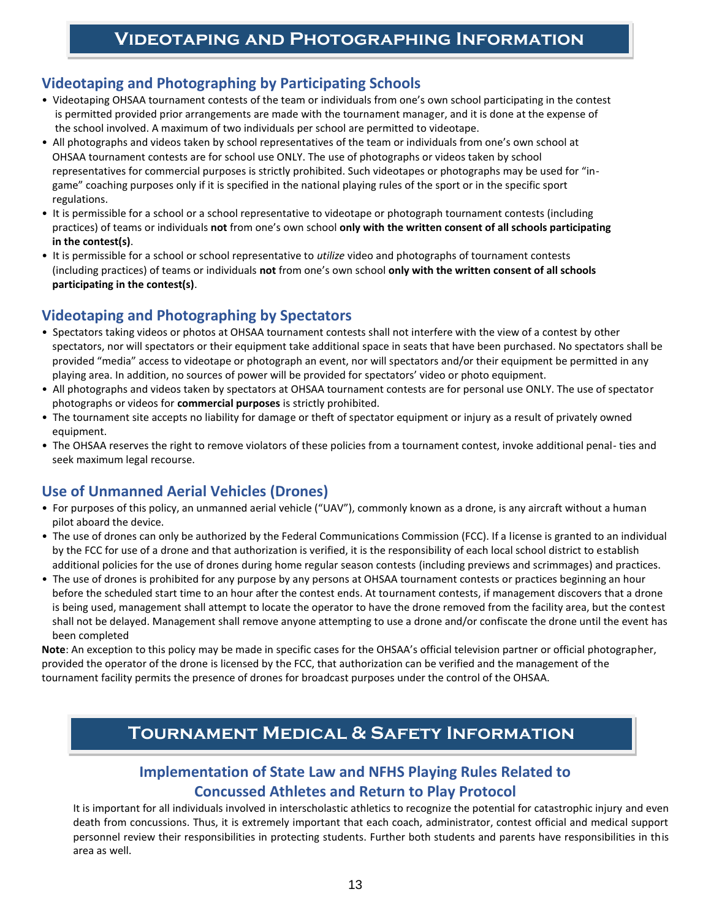# Videotaping and Photographing Information

## Videotaping and Photographing by Participating Schools

- Videotaping OHSAA tournament contests of the team or individuals from one's own school participating in the contest is permitted provided prior arrangements are made with the tournament manager, and it is done at the expense of the school involved. A maximum of two individuals per school are permitted to videotape.
- All photographs and videos taken by school representatives of the team or individuals from one's own school at OHSAA tournament contests are for school use ONLY. The use of photographs or videos taken by school representatives for commercial purposes is strictly prohibited. Such videotapes or photographs may be used for "in-game" coaching purposes only if it is specified in the national playing rules of the sport or in the specific sport regulations.
- It is permissible for a school or a school representative to videotape or photograph tournament contests (including practices) of teams or individuals **not** from one's own school **only with the written consent of all schools participating in the contest(s)**.
- It is permissible for a school or school representative to *utilize* video and photographs of tournament contests (including practices) of teams or individuals **not** from one's own school **only with the written consent of all schools participating in the contest(s)**.

## Videotaping and Photographing by Spectators

- Spectators taking videos or photos at OHSAA tournament contests shall not interfere with the view of a contest by other spectators, nor will spectators or their equipment take additional space in seats that have been purchased. No spectators shall be provided "media" access to videotape or photograph an event, nor will spectators and/or their equipment be permitted in any playing area. In addition, no sources of power will be provided for spectators' video or photo equipment.
- All photographs and videos taken by spectators at OHSAA tournament contests are for personal use ONLY. The use of spectator photographs or videos for **commercial purposes** is strictly prohibited.
- The tournament site accepts no liability for damage or theft of spectator equipment or injury as a result of privately owned equipment.
- The OHSAA reserves the right to remove violators of these policies from a tournament contest, invoke additional penal- ties and seek maximum legal recourse.

## Use of Unmanned Aerial Vehicles (Drones)

- For purposes of this policy, an unmanned aerial vehicle ("UAV"), commonly known as a drone, is any aircraft without a human pilot aboard the device.
- The use of drones can only be authorized by the Federal Communications Commission (FCC). If a license is granted to an individual by the FCC for use of a drone and that authorization is verified, it is the responsibility of each local school district to establish additional policies for the use of drones during home regular season contests (including previews and scrimmages) and practices.
- The use of drones is prohibited for any purpose by any persons at OHSAA tournament contests or practices beginning an hour before the scheduled start time to an hour after the contest ends. At tournament contests, if management discovers that a drone is being used, management shall attempt to locate the operator to have the drone removed from the facility area, but the contest shall not be delayed. Management shall remove anyone attempting to use a drone and/or confiscate the drone until the event has been completed

**Note**: An exception to this policy may be made in specific cases for the OHSAA's official television partner or official photographer, provided the operator of the drone is licensed by the FCC, that authorization can be verified and the management of the tournament facility permits the presence of drones for broadcast purposes under the control of the OHSAA.

# Tournament Medical & Safety Information

## Implementation of State Law and NFHS Playing Rules Related to Concussed Athletes and Return to Play Protocol

It is important for all individuals involved in interscholastic athletics to recognize the potential for catastrophic injury and even death from concussions. Thus, it is extremely important that each coach, administrator, contest official and medical support personnel review their responsibilities in protecting students. Further both students and parents have responsibilities in this area as well.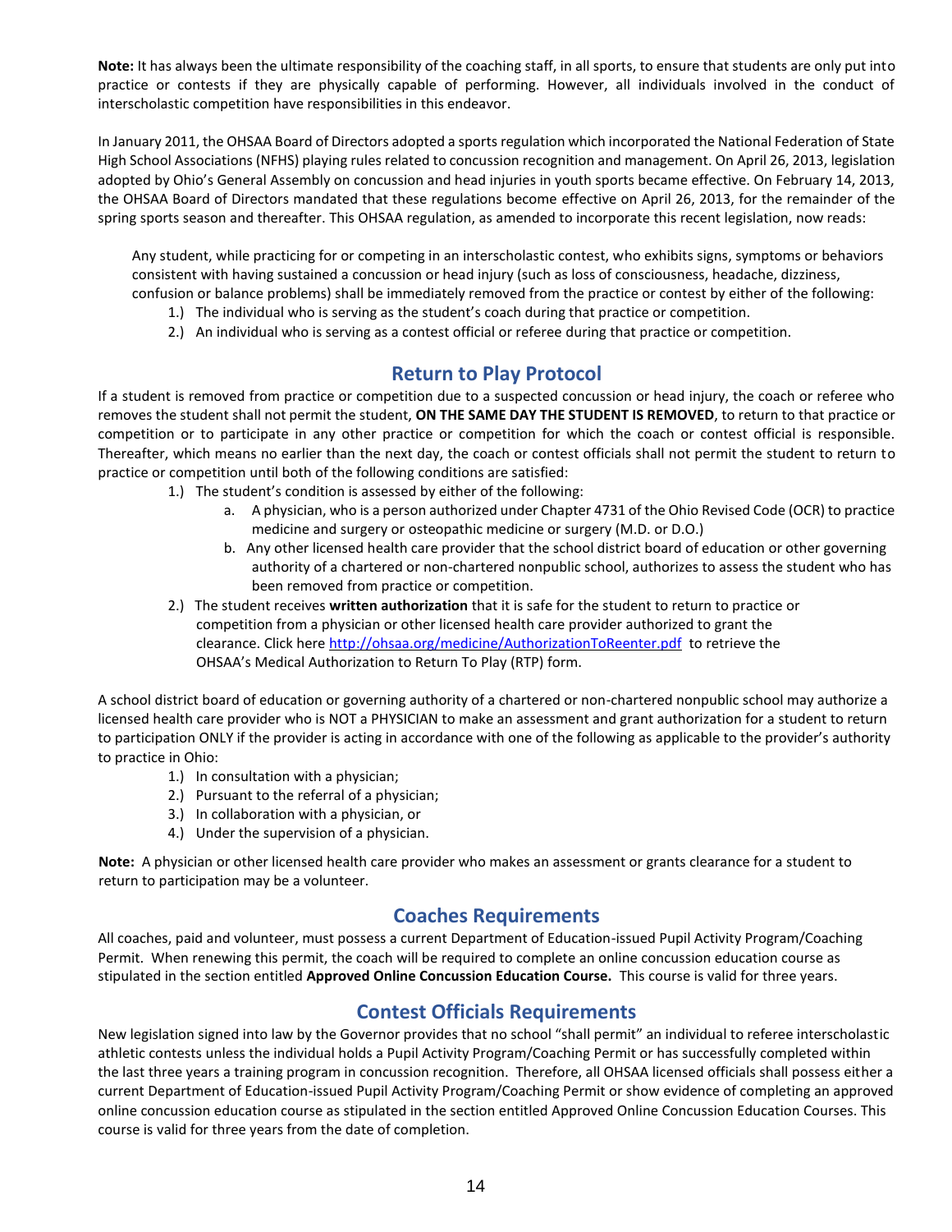**Note:** It has always been the ultimate responsibility of the coaching staff, in all sports, to ensure that students are only put into practice or contests if they are physically capable of performing. However, all individuals involved in the conduct of interscholastic competition have responsibilities in this endeavor.

In January 2011, the OHSAA Board of Directors adopted a sports regulation which incorporated the National Federation of State High School Associations (NFHS) playing rules related to concussion recognition and management. On April 26, 2013, legislation adopted by Ohio's General Assembly on concussion and head injuries in youth sports became effective. On February 14, 2013, the OHSAA Board of Directors mandated that these regulations become effective on April 26, 2013, for the remainder of the spring sports season and thereafter. This OHSAA regulation, as amended to incorporate this recent legislation, now reads:

> Any student, while practicing for or competing in an interscholastic contest, who exhibits signs, symptoms or behaviors consistent with having sustained a concussion or head injury (such as loss of consciousness, headache, dizziness, confusion or balance problems) shall be immediately removed from the practice or contest by either of the following:
>
> 1.) The individual who is serving as the student's coach during that practice or competition.
> 2.) An individual who is serving as a contest official or referee during that practice or competition.

## Return to Play Protocol

If a student is removed from practice or competition due to a suspected concussion or head injury, the coach or referee who removes the student shall not permit the student, **ON THE SAME DAY THE STUDENT IS REMOVED**, to return to that practice or competition or to participate in any other practice or competition for which the coach or contest official is responsible. Thereafter, which means no earlier than the next day, the coach or contest officials shall not permit the student to return to practice or competition until both of the following conditions are satisfied:

1.) The student's condition is assessed by either of the following:
   a. A physician, who is a person authorized under Chapter 4731 of the Ohio Revised Code (OCR) to practice medicine and surgery or osteopathic medicine or surgery (M.D. or D.O.)
   b. Any other licensed health care provider that the school district board of education or other governing authority of a chartered or non-chartered nonpublic school, authorizes to assess the student who has been removed from practice or competition.

2.) The student receives **written authorization** that it is safe for the student to return to practice or competition from a physician or other licensed health care provider authorized to grant the clearance. Click here http://ohsaa.org/medicine/AuthorizationToReenter.pdf to retrieve the OHSAA's Medical Authorization to Return To Play (RTP) form.

A school district board of education or governing authority of a chartered or non-chartered nonpublic school may authorize a licensed health care provider who is NOT a PHYSICIAN to make an assessment and grant authorization for a student to return to participation ONLY if the provider is acting in accordance with one of the following as applicable to the provider's authority to practice in Ohio:

1.) In consultation with a physician;
2.) Pursuant to the referral of a physician;
3.) In collaboration with a physician, or
4.) Under the supervision of a physician.

**Note:** A physician or other licensed health care provider who makes an assessment or grants clearance for a student to return to participation may be a volunteer.

## Coaches Requirements

All coaches, paid and volunteer, must possess a current Department of Education-issued Pupil Activity Program/Coaching Permit. When renewing this permit, the coach will be required to complete an online concussion education course as stipulated in the section entitled **Approved Online Concussion Education Course.** This course is valid for three years.

## Contest Officials Requirements

New legislation signed into law by the Governor provides that no school "shall permit" an individual to referee interscholastic athletic contests unless the individual holds a Pupil Activity Program/Coaching Permit or has successfully completed within the last three years a training program in concussion recognition. Therefore, all OHSAA licensed officials shall possess either a current Department of Education-issued Pupil Activity Program/Coaching Permit or show evidence of completing an approved online concussion education course as stipulated in the section entitled Approved Online Concussion Education Courses. This course is valid for three years from the date of completion.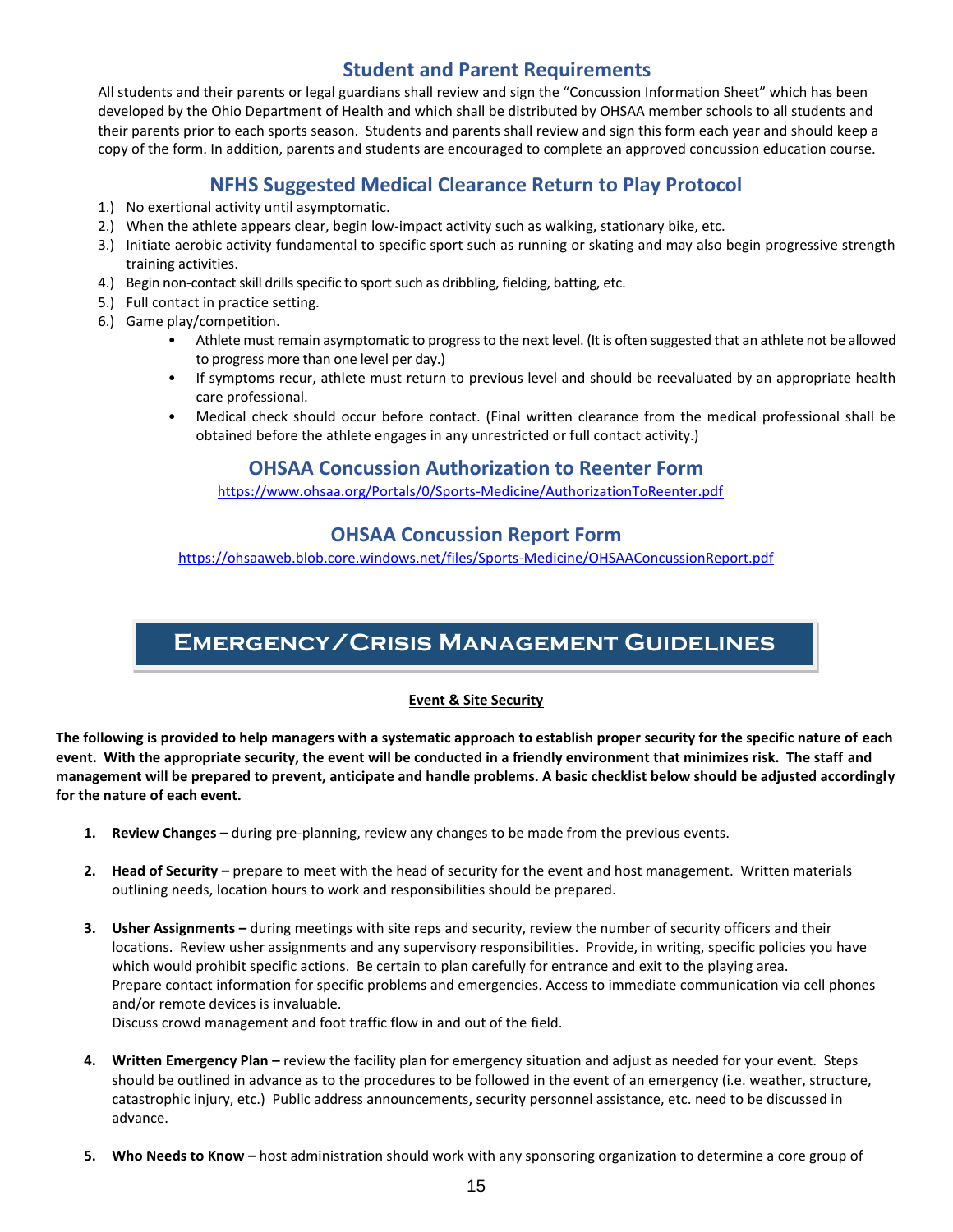## Student and Parent Requirements

All students and their parents or legal guardians shall review and sign the "Concussion Information Sheet" which has been developed by the Ohio Department of Health and which shall be distributed by OHSAA member schools to all students and their parents prior to each sports season. Students and parents shall review and sign this form each year and should keep a copy of the form. In addition, parents and students are encouraged to complete an approved concussion education course.

## NFHS Suggested Medical Clearance Return to Play Protocol

1.) No exertional activity until asymptomatic.
2.) When the athlete appears clear, begin low-impact activity such as walking, stationary bike, etc.
3.) Initiate aerobic activity fundamental to specific sport such as running or skating and may also begin progressive strength training activities.
4.) Begin non-contact skill drills specific to sport such as dribbling, fielding, batting, etc.
5.) Full contact in practice setting.
6.) Game play/competition.
    - Athlete must remain asymptomatic to progress to the next level. (It is often suggested that an athlete not be allowed to progress more than one level per day.)
    - If symptoms recur, athlete must return to previous level and should be reevaluated by an appropriate health care professional.
    - Medical check should occur before contact. (Final written clearance from the medical professional shall be obtained before the athlete engages in any unrestricted or full contact activity.)

## OHSAA Concussion Authorization to Reenter Form

https://www.ohsaa.org/Portals/0/Sports-Medicine/AuthorizationToReenter.pdf

## OHSAA Concussion Report Form

https://ohsaaweb.blob.core.windows.net/files/Sports-Medicine/OHSAAConcussionReport.pdf

# Emergency/Crisis Management Guidelines

**Event & Site Security**

**The following is provided to help managers with a systematic approach to establish proper security for the specific nature of each event. With the appropriate security, the event will be conducted in a friendly environment that minimizes risk. The staff and management will be prepared to prevent, anticipate and handle problems. A basic checklist below should be adjusted accordingly for the nature of each event.**

1. **Review Changes –** during pre-planning, review any changes to be made from the previous events.

2. **Head of Security –** prepare to meet with the head of security for the event and host management. Written materials outlining needs, location hours to work and responsibilities should be prepared.

3. **Usher Assignments –** during meetings with site reps and security, review the number of security officers and their locations. Review usher assignments and any supervisory responsibilities. Provide, in writing, specific policies you have which would prohibit specific actions. Be certain to plan carefully for entrance and exit to the playing area.
   Prepare contact information for specific problems and emergencies. Access to immediate communication via cell phones and/or remote devices is invaluable.
   Discuss crowd management and foot traffic flow in and out of the field.

4. **Written Emergency Plan –** review the facility plan for emergency situation and adjust as needed for your event. Steps should be outlined in advance as to the procedures to be followed in the event of an emergency (i.e. weather, structure, catastrophic injury, etc.) Public address announcements, security personnel assistance, etc. need to be discussed in advance.

5. **Who Needs to Know –** host administration should work with any sponsoring organization to determine a core group of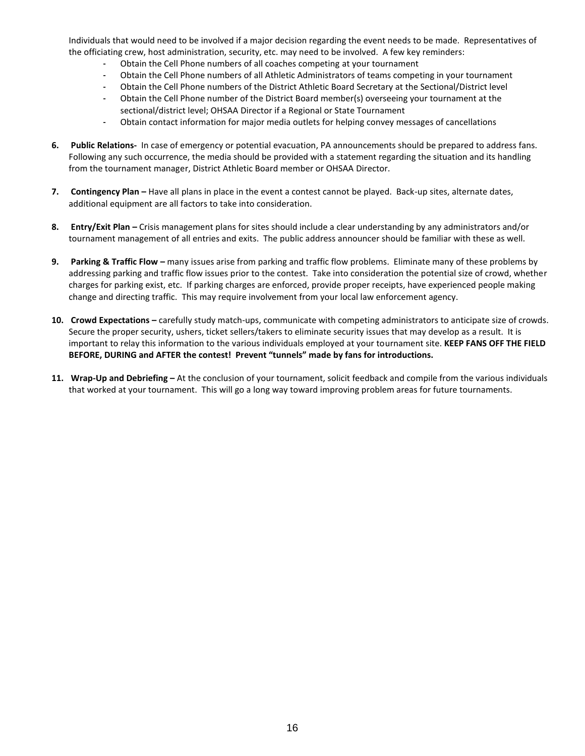Individuals that would need to be involved if a major decision regarding the event needs to be made. Representatives of the officiating crew, host administration, security, etc. may need to be involved. A few key reminders:

- Obtain the Cell Phone numbers of all coaches competing at your tournament
- Obtain the Cell Phone numbers of all Athletic Administrators of teams competing in your tournament
- Obtain the Cell Phone numbers of the District Athletic Board Secretary at the Sectional/District level
- Obtain the Cell Phone number of the District Board member(s) overseeing your tournament at the sectional/district level; OHSAA Director if a Regional or State Tournament
- Obtain contact information for major media outlets for helping convey messages of cancellations

6. **Public Relations-** In case of emergency or potential evacuation, PA announcements should be prepared to address fans. Following any such occurrence, the media should be provided with a statement regarding the situation and its handling from the tournament manager, District Athletic Board member or OHSAA Director.

7. **Contingency Plan –** Have all plans in place in the event a contest cannot be played. Back-up sites, alternate dates, additional equipment are all factors to take into consideration.

8. **Entry/Exit Plan –** Crisis management plans for sites should include a clear understanding by any administrators and/or tournament management of all entries and exits. The public address announcer should be familiar with these as well.

9. **Parking & Traffic Flow –** many issues arise from parking and traffic flow problems. Eliminate many of these problems by addressing parking and traffic flow issues prior to the contest. Take into consideration the potential size of crowd, whether charges for parking exist, etc. If parking charges are enforced, provide proper receipts, have experienced people making change and directing traffic. This may require involvement from your local law enforcement agency.

10. **Crowd Expectations –** carefully study match-ups, communicate with competing administrators to anticipate size of crowds. Secure the proper security, ushers, ticket sellers/takers to eliminate security issues that may develop as a result. It is important to relay this information to the various individuals employed at your tournament site. **KEEP FANS OFF THE FIELD BEFORE, DURING and AFTER the contest! Prevent "tunnels" made by fans for introductions.**

11. **Wrap-Up and Debriefing –** At the conclusion of your tournament, solicit feedback and compile from the various individuals that worked at your tournament. This will go a long way toward improving problem areas for future tournaments.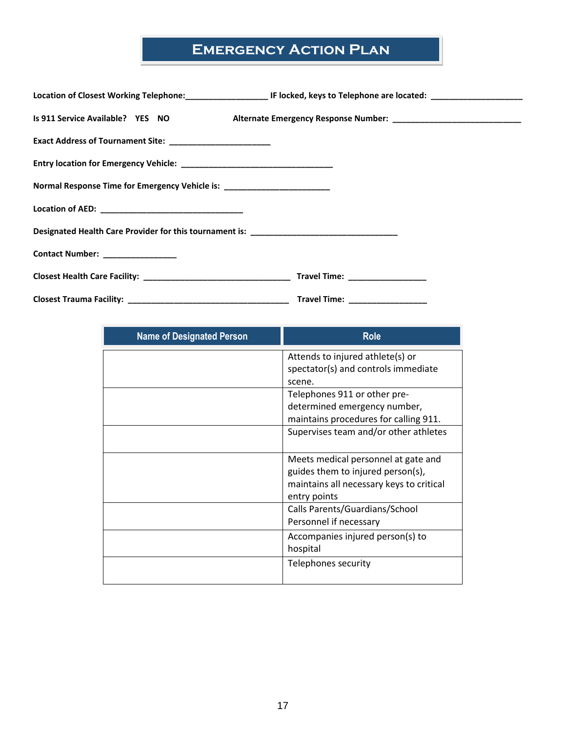# Emergency Action Plan

**Location of Closest Working Telephone:**_________________ **IF locked, keys to Telephone are located:** ___________________

**Is 911 Service Available? YES NO** **Alternate Emergency Response Number:** ____________________________

**Exact Address of Tournament Site:** ______________________

**Entry location for Emergency Vehicle:** _________________________________

**Normal Response Time for Emergency Vehicle is:** _______________________

**Location of AED:** _______________________________

**Designated Health Care Provider for this tournament is:** ________________________________

**Contact Number:** ________________

**Closest Health Care Facility:** ________________________________ **Travel Time:** _________________

**Closest Trauma Facility:** ___________________________________ **Travel Time:** _________________

| Name of Designated Person | Role |
|---|---|
| | Attends to injured athlete(s) or spectator(s) and controls immediate scene. |
| | Telephones 911 or other pre-determined emergency number, maintains procedures for calling 911. |
| | Supervises team and/or other athletes |
| | Meets medical personnel at gate and guides them to injured person(s), maintains all necessary keys to critical entry points |
| | Calls Parents/Guardians/School Personnel if necessary |
| | Accompanies injured person(s) to hospital |
| | Telephones security |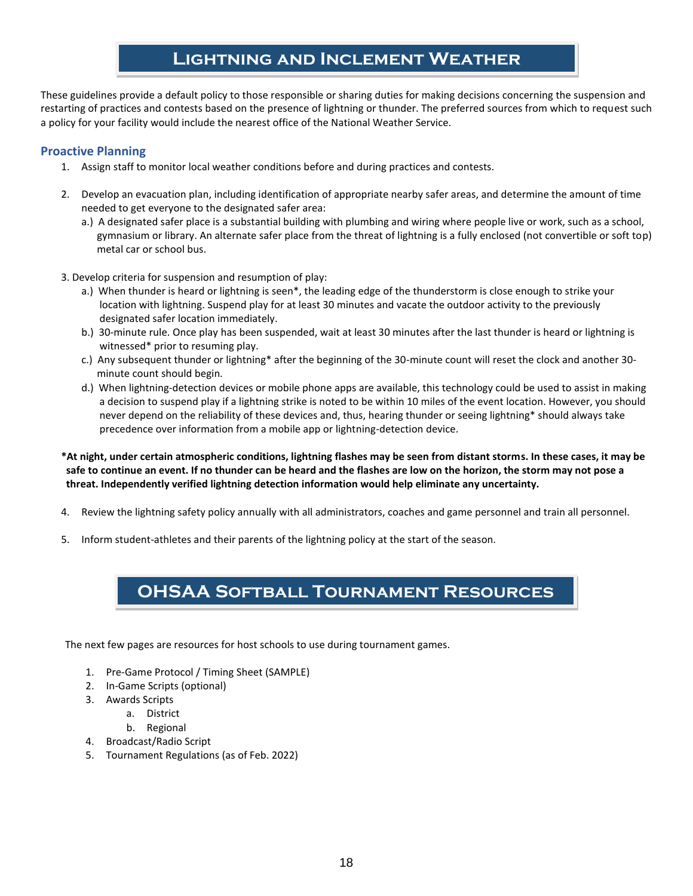# Lightning and Inclement Weather

These guidelines provide a default policy to those responsible or sharing duties for making decisions concerning the suspension and restarting of practices and contests based on the presence of lightning or thunder. The preferred sources from which to request such a policy for your facility would include the nearest office of the National Weather Service.

## Proactive Planning

1. Assign staff to monitor local weather conditions before and during practices and contests.

2. Develop an evacuation plan, including identification of appropriate nearby safer areas, and determine the amount of time needed to get everyone to the designated safer area:
   a.) A designated safer place is a substantial building with plumbing and wiring where people live or work, such as a school, gymnasium or library. An alternate safer place from the threat of lightning is a fully enclosed (not convertible or soft top) metal car or school bus.

3. Develop criteria for suspension and resumption of play:
   a.) When thunder is heard or lightning is seen*, the leading edge of the thunderstorm is close enough to strike your location with lightning. Suspend play for at least 30 minutes and vacate the outdoor activity to the previously designated safer location immediately.
   b.) 30-minute rule. Once play has been suspended, wait at least 30 minutes after the last thunder is heard or lightning is witnessed* prior to resuming play.
   c.) Any subsequent thunder or lightning* after the beginning of the 30-minute count will reset the clock and another 30-minute count should begin.
   d.) When lightning-detection devices or mobile phone apps are available, this technology could be used to assist in making a decision to suspend play if a lightning strike is noted to be within 10 miles of the event location. However, you should never depend on the reliability of these devices and, thus, hearing thunder or seeing lightning* should always take precedence over information from a mobile app or lightning-detection device.

**\*At night, under certain atmospheric conditions, lightning flashes may be seen from distant storms. In these cases, it may be safe to continue an event. If no thunder can be heard and the flashes are low on the horizon, the storm may not pose a threat. Independently verified lightning detection information would help eliminate any uncertainty.**

4. Review the lightning safety policy annually with all administrators, coaches and game personnel and train all personnel.

5. Inform student-athletes and their parents of the lightning policy at the start of the season.

# OHSAA Softball Tournament Resources

The next few pages are resources for host schools to use during tournament games.

1. Pre-Game Protocol / Timing Sheet (SAMPLE)
2. In-Game Scripts (optional)
3. Awards Scripts
   a. District
   b. Regional
4. Broadcast/Radio Script
5. Tournament Regulations (as of Feb. 2022)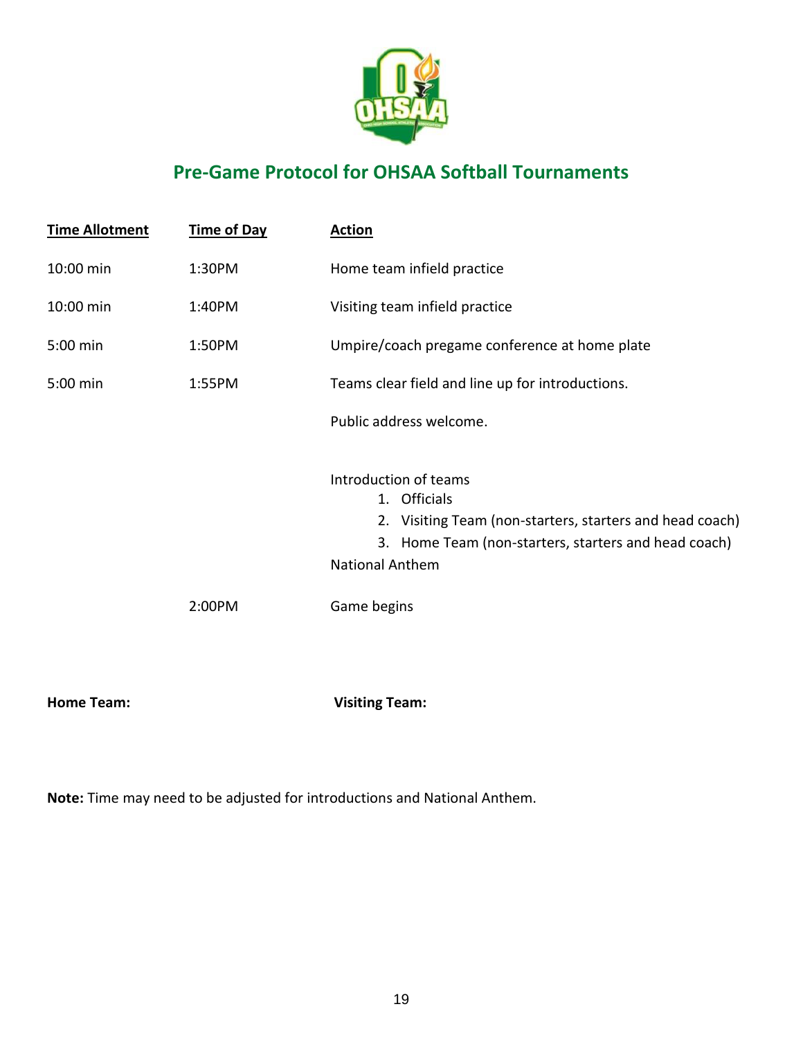## Pre-Game Protocol for OHSAA Softball Tournaments

| Time Allotment | Time of Day | Action |
|---|---|---|
| 10:00 min | 1:30PM | Home team infield practice |
| 10:00 min | 1:40PM | Visiting team infield practice |
| 5:00 min | 1:50PM | Umpire/coach pregame conference at home plate |
| 5:00 min | 1:55PM | Teams clear field and line up for introductions. |
| | | Public address welcome. |
| | | Introduction of teams<br>1. Officials<br>2. Visiting Team (non-starters, starters and head coach)<br>3. Home Team (non-starters, starters and head coach)<br>National Anthem |
| | 2:00PM | Game begins |

**Home Team:** 

**Visiting Team:**

**Note:** Time may need to be adjusted for introductions and National Anthem.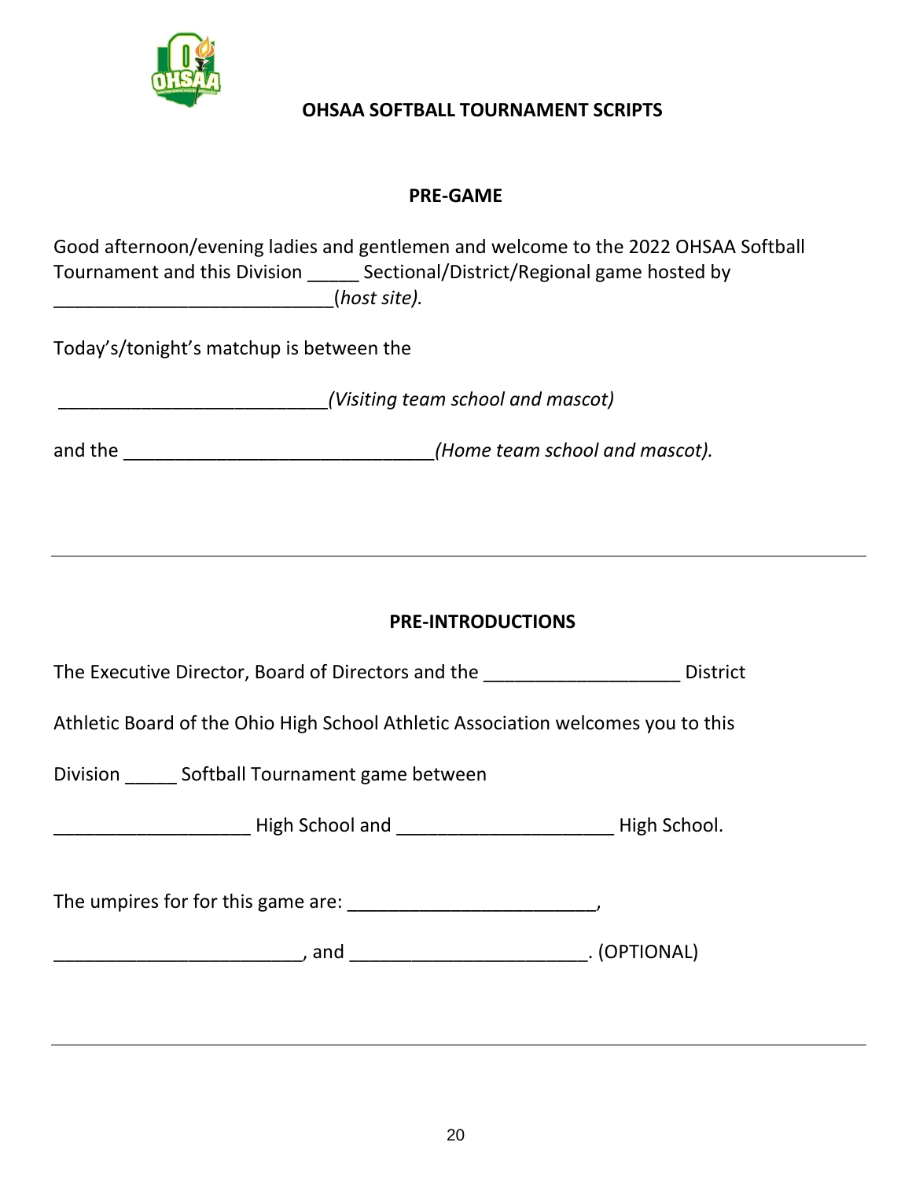# OHSAA SOFTBALL TOURNAMENT SCRIPTS

## PRE-GAME

Good afternoon/evening ladies and gentlemen and welcome to the 2022 OHSAA Softball Tournament and this Division _____ Sectional/District/Regional game hosted by ___________________________(*host site).*

Today's/tonight's matchup is between the

__________________________*(Visiting team school and mascot)*

and the ______________________________*(Home team school and mascot).*

---

## PRE-INTRODUCTIONS

The Executive Director, Board of Directors and the ___________________ District

Athletic Board of the Ohio High School Athletic Association welcomes you to this

Division _____ Softball Tournament game between

___________________ High School and _____________________ High School.

The umpires for for this game are: ________________________,

________________________, and _______________________. (OPTIONAL)

---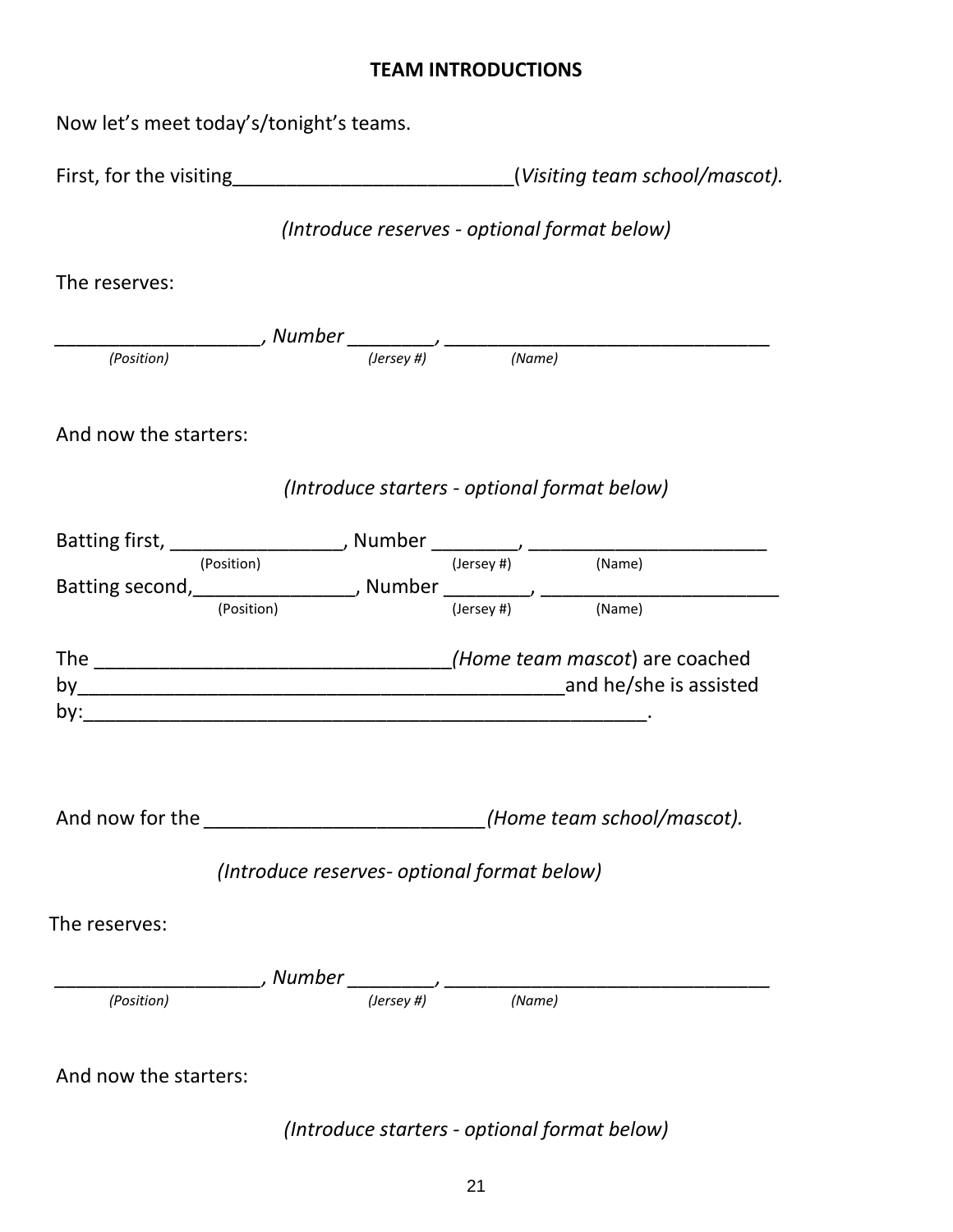## TEAM INTRODUCTIONS

Now let's meet today's/tonight's teams.

First, for the visiting__________________________(*Visiting team school/mascot).*

*(Introduce reserves - optional format below)*

The reserves:

___________________, *Number* ________, ______________________________
*(Position)* *(Jersey #)* *(Name)*

And now the starters:

*(Introduce starters - optional format below)*

Batting first, ________________, Number ________, ______________________
(Position) (Jersey #) (Name)

Batting second,_______________, Number ________, ______________________
(Position) (Jersey #) (Name)

The _________________________________*(Home team mascot*) are coached by_____________________________________________and he/she is assisted by:_____________________________________________________.

And now for the _________________________*(Home team school/mascot).*

*(Introduce reserves- optional format below)*

The reserves:

___________________, *Number* ________, ______________________________
*(Position)* *(Jersey #)* *(Name)*

And now the starters:

*(Introduce starters - optional format below)*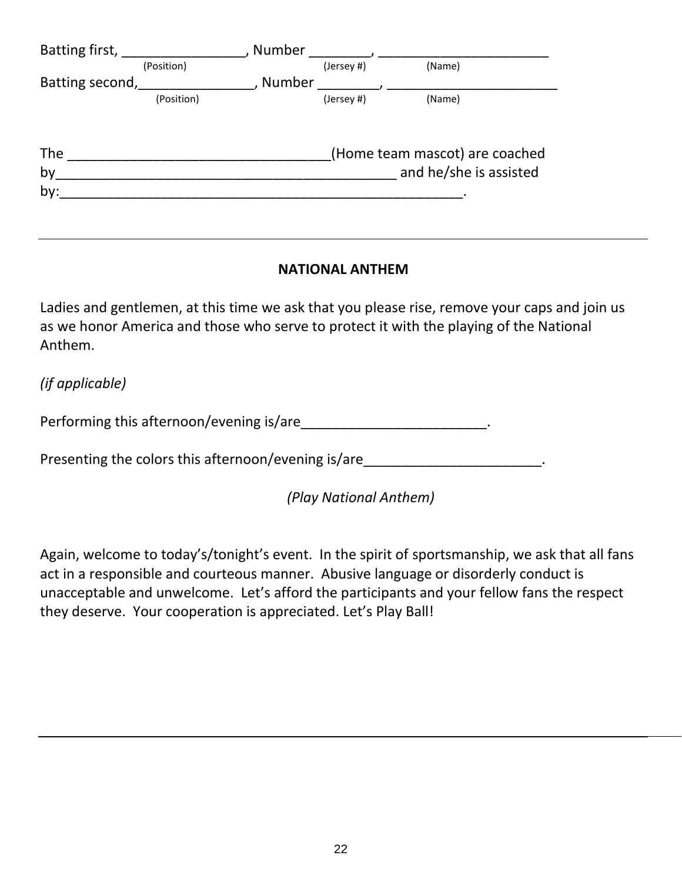Batting first, ________________, Number ________, ______________________
(Position) (Jersey #) (Name)

Batting second,________________, Number ________, ______________________
(Position) (Jersey #) (Name)

The __________________________________(Home team mascot) are coached by_____________________________________________ and he/she is assisted by:_____________________________________________________.

---

**NATIONAL ANTHEM**

Ladies and gentlemen, at this time we ask that you please rise, remove your caps and join us as we honor America and those who serve to protect it with the playing of the National Anthem.

*(if applicable)*

Performing this afternoon/evening is/are________________________.

Presenting the colors this afternoon/evening is/are_______________________.

*(Play National Anthem)*

Again, welcome to today's/tonight's event. In the spirit of sportsmanship, we ask that all fans act in a responsible and courteous manner. Abusive language or disorderly conduct is unacceptable and unwelcome. Let's afford the participants and your fellow fans the respect they deserve. Your cooperation is appreciated. Let's Play Ball!

---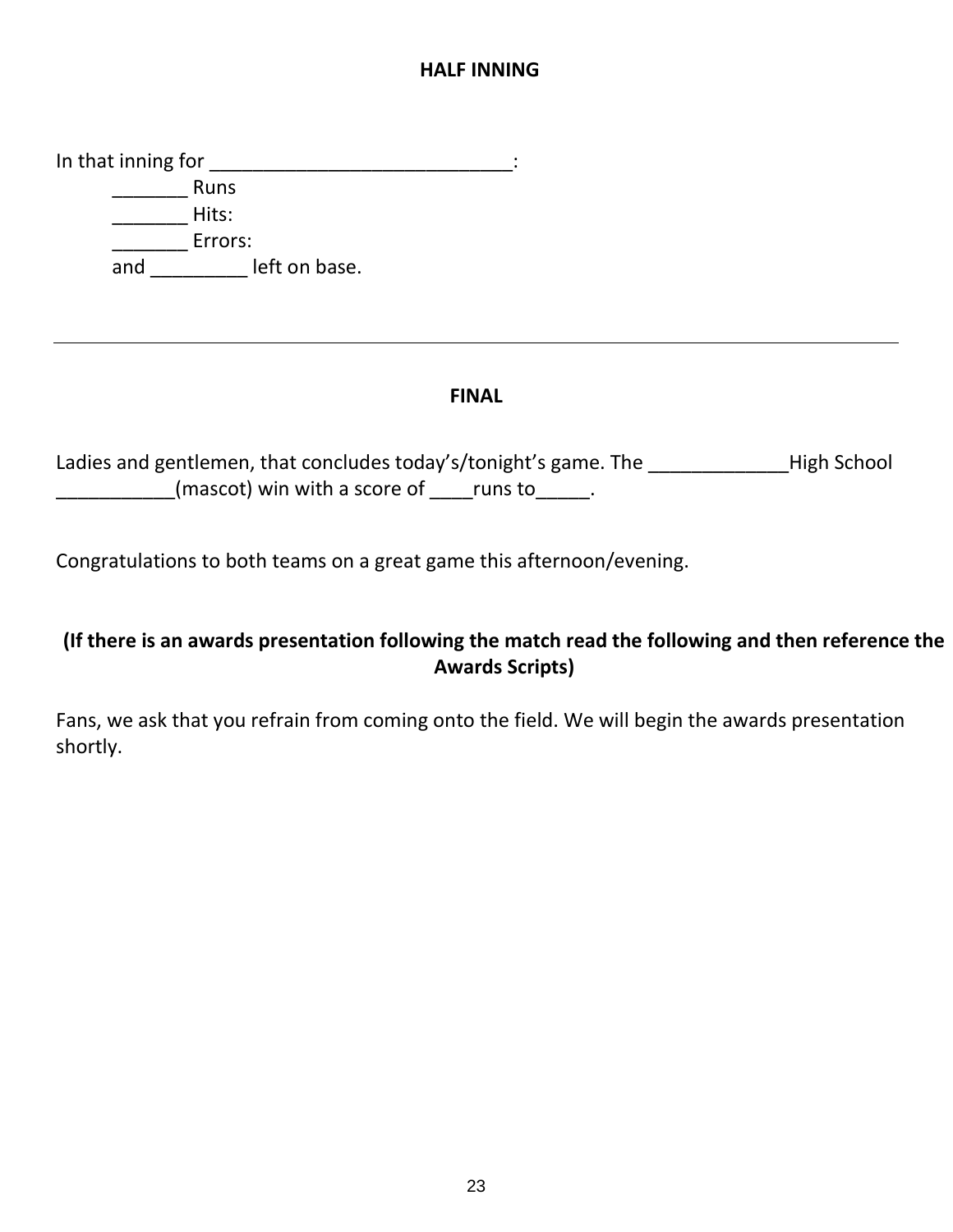## HALF INNING

In that inning for ____________________________:

_______ Runs

_______ Hits:

_______ Errors:

and _________ left on base.

---

## FINAL

Ladies and gentlemen, that concludes today's/tonight's game. The _____________High School ___________(mascot) win with a score of ____runs to_____.

Congratulations to both teams on a great game this afternoon/evening.

**(If there is an awards presentation following the match read the following and then reference the Awards Scripts)**

Fans, we ask that you refrain from coming onto the field. We will begin the awards presentation shortly.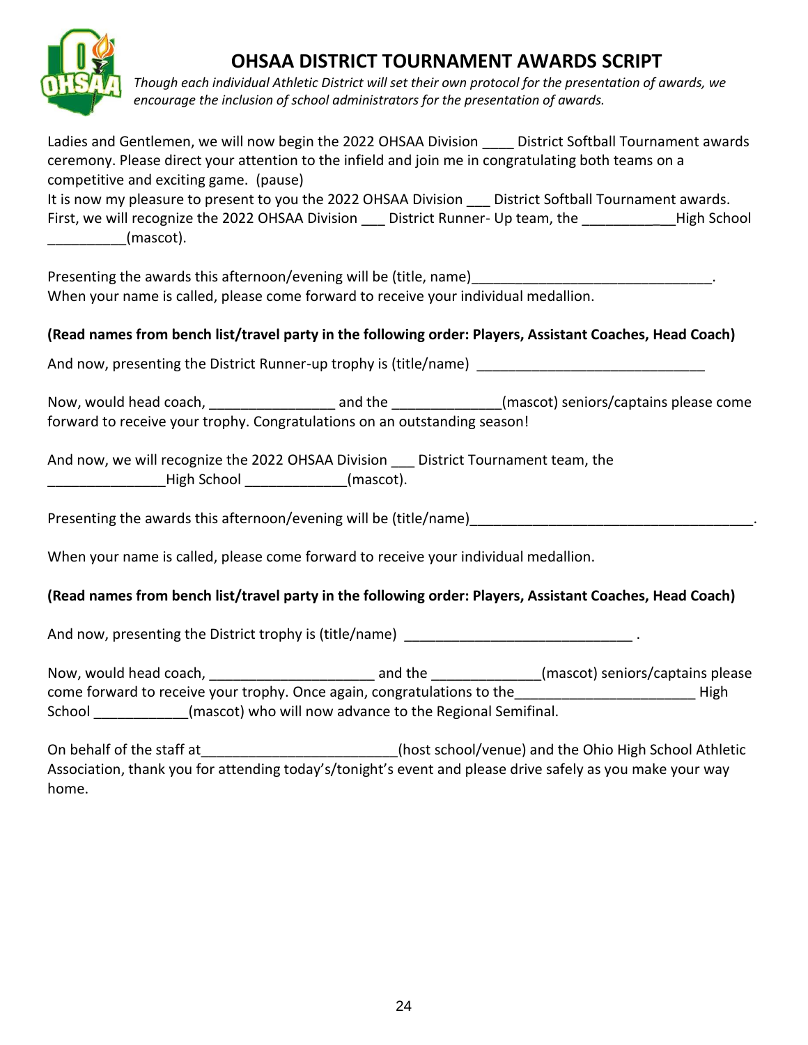# OHSAA DISTRICT TOURNAMENT AWARDS SCRIPT

*Though each individual Athletic District will set their own protocol for the presentation of awards, we encourage the inclusion of school administrators for the presentation of awards.*

Ladies and Gentlemen, we will now begin the 2022 OHSAA Division ____ District Softball Tournament awards ceremony. Please direct your attention to the infield and join me in congratulating both teams on a competitive and exciting game. (pause)

It is now my pleasure to present to you the 2022 OHSAA Division ___ District Softball Tournament awards. First, we will recognize the 2022 OHSAA Division ___ District Runner- Up team, the ____________High School __________(mascot).

Presenting the awards this afternoon/evening will be (title, name)_______________________________.
When your name is called, please come forward to receive your individual medallion.

**(Read names from bench list/travel party in the following order: Players, Assistant Coaches, Head Coach)**

And now, presenting the District Runner-up trophy is (title/name) _____________________________

Now, would head coach, ________________ and the ______________(mascot) seniors/captains please come forward to receive your trophy. Congratulations on an outstanding season!

And now, we will recognize the 2022 OHSAA Division ___ District Tournament team, the _______________High School _____________(mascot).

Presenting the awards this afternoon/evening will be (title/name)____________________________________.

When your name is called, please come forward to receive your individual medallion.

**(Read names from bench list/travel party in the following order: Players, Assistant Coaches, Head Coach)**

And now, presenting the District trophy is (title/name) _____________________________ .

Now, would head coach, _____________________ and the ______________(mascot) seniors/captains please come forward to receive your trophy. Once again, congratulations to the________________________ High School ____________(mascot) who will now advance to the Regional Semifinal.

On behalf of the staff at_________________________(host school/venue) and the Ohio High School Athletic Association, thank you for attending today's/tonight's event and please drive safely as you make your way home.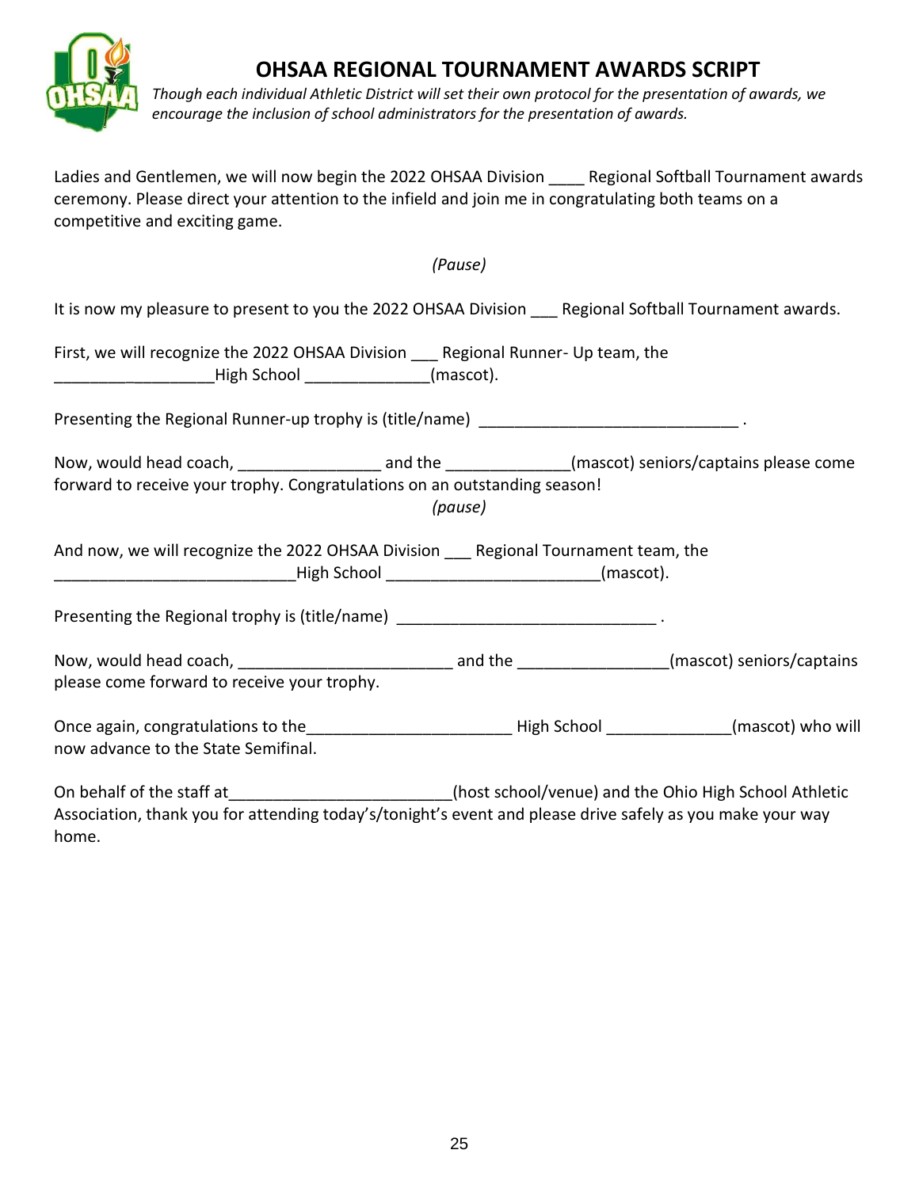# OHSAA REGIONAL TOURNAMENT AWARDS SCRIPT

*Though each individual Athletic District will set their own protocol for the presentation of awards, we encourage the inclusion of school administrators for the presentation of awards.*

Ladies and Gentlemen, we will now begin the 2022 OHSAA Division ____ Regional Softball Tournament awards ceremony. Please direct your attention to the infield and join me in congratulating both teams on a competitive and exciting game.

*(Pause)*

It is now my pleasure to present to you the 2022 OHSAA Division ___ Regional Softball Tournament awards.

First, we will recognize the 2022 OHSAA Division ___ Regional Runner- Up team, the __________________High School ______________(mascot).

Presenting the Regional Runner-up trophy is (title/name) _____________________________ .

Now, would head coach, ________________ and the ______________(mascot) seniors/captains please come forward to receive your trophy. Congratulations on an outstanding season!

*(pause)*

And now, we will recognize the 2022 OHSAA Division ___ Regional Tournament team, the ___________________________High School ________________________(mascot).

Presenting the Regional trophy is (title/name) _____________________________ .

Now, would head coach, ________________________ and the _________________(mascot) seniors/captains please come forward to receive your trophy.

Once again, congratulations to the_______________________ High School ______________(mascot) who will now advance to the State Semifinal.

On behalf of the staff at_________________________(host school/venue) and the Ohio High School Athletic Association, thank you for attending today's/tonight's event and please drive safely as you make your way home.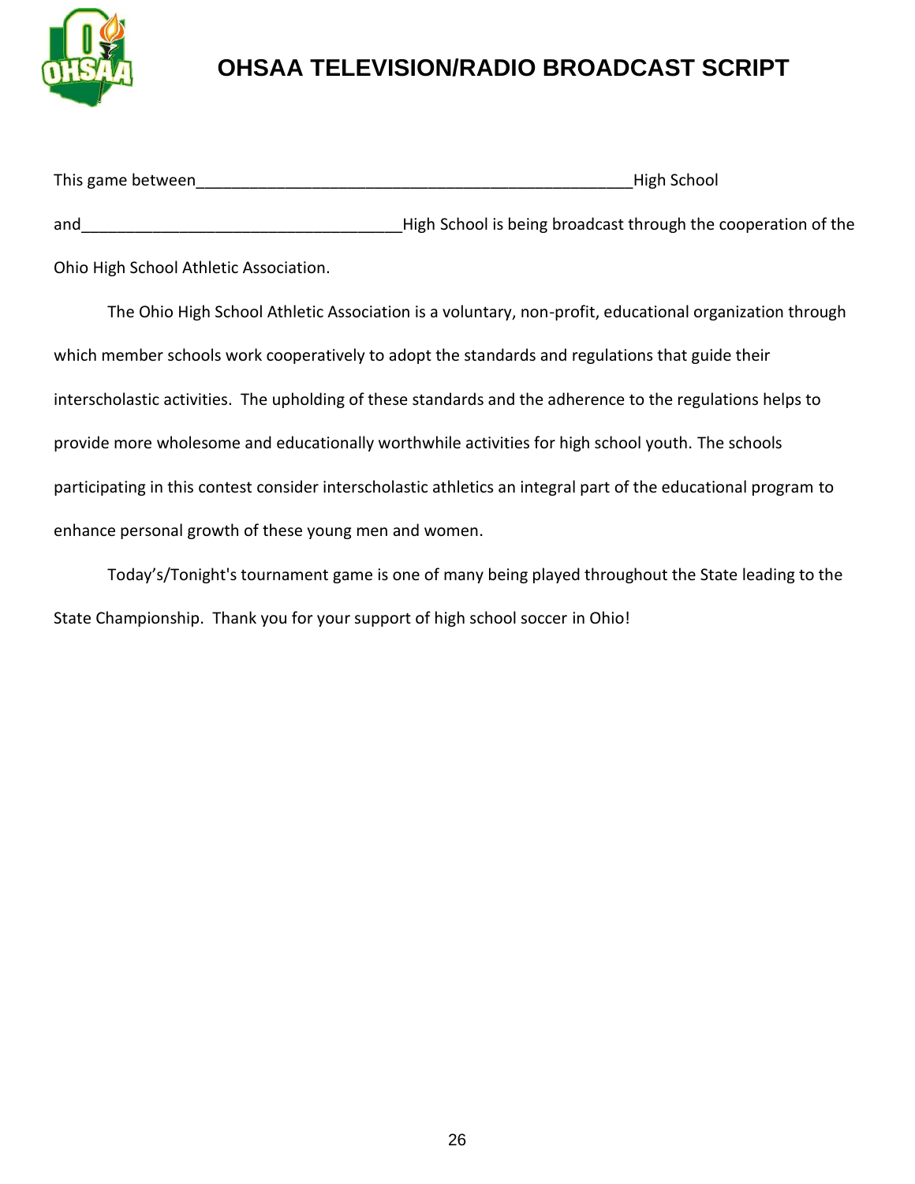# OHSAA TELEVISION/RADIO BROADCAST SCRIPT

This game between\_\_\_\_\_\_\_\_\_\_\_\_\_\_\_\_\_\_\_\_\_\_\_\_\_\_\_\_\_\_\_\_\_\_\_\_\_\_\_\_\_\_\_\_\_\_\_\_High School

and\_\_\_\_\_\_\_\_\_\_\_\_\_\_\_\_\_\_\_\_\_\_\_\_\_\_\_\_\_\_\_\_\_\_\_\_High School is being broadcast through the cooperation of the Ohio High School Athletic Association.

The Ohio High School Athletic Association is a voluntary, non-profit, educational organization through which member schools work cooperatively to adopt the standards and regulations that guide their interscholastic activities. The upholding of these standards and the adherence to the regulations helps to provide more wholesome and educationally worthwhile activities for high school youth. The schools participating in this contest consider interscholastic athletics an integral part of the educational program to enhance personal growth of these young men and women.

Today's/Tonight's tournament game is one of many being played throughout the State leading to the State Championship. Thank you for your support of high school soccer in Ohio!